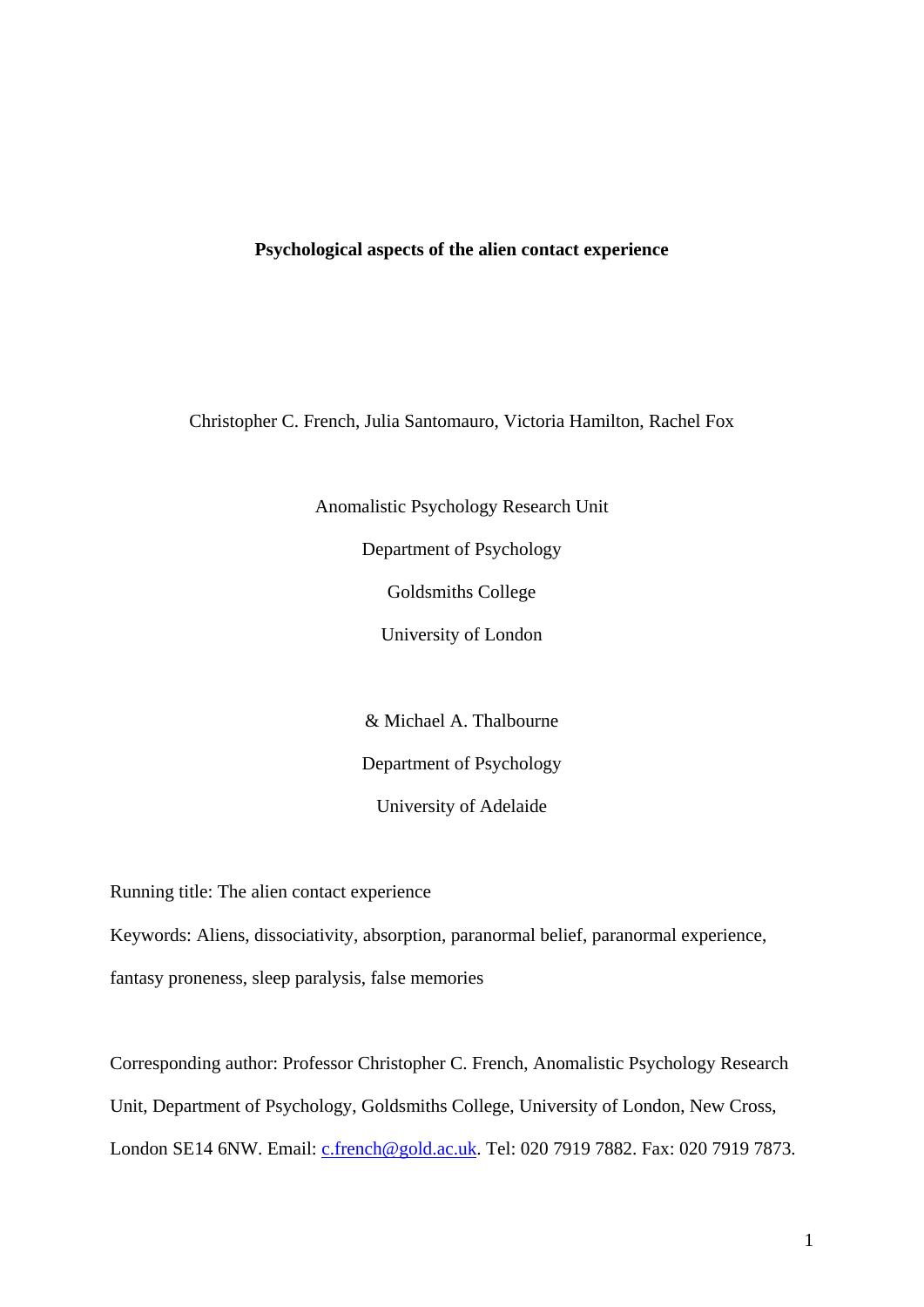# Psychological aspects of the alien contact experience

Christopher C. French, Julia Santomauro, Victoria Hamilton, Rachel Fox

Anomalistic Psychology Research Unit

Department of Psychology

Goldsmiths College

University of London

& Michael A. Thalbourne

Department of Psychology

University of Adelaide

Running title: The alien contact experience

Keywords: Aliens, dissociativity, absorption, paranormal belief, paranormal experience, fantasy proneness, sleep paralysis, false memories

Corresponding author: Professor Christopher C. French, Anomalistic Psychology Research Unit, Department of Psychology, Goldsmiths College, University of London, New Cross, London SE14 6NW. Email: c.french@gold.ac.uk. Tel: 020 7919 7882. Fax: 020 7919 7873.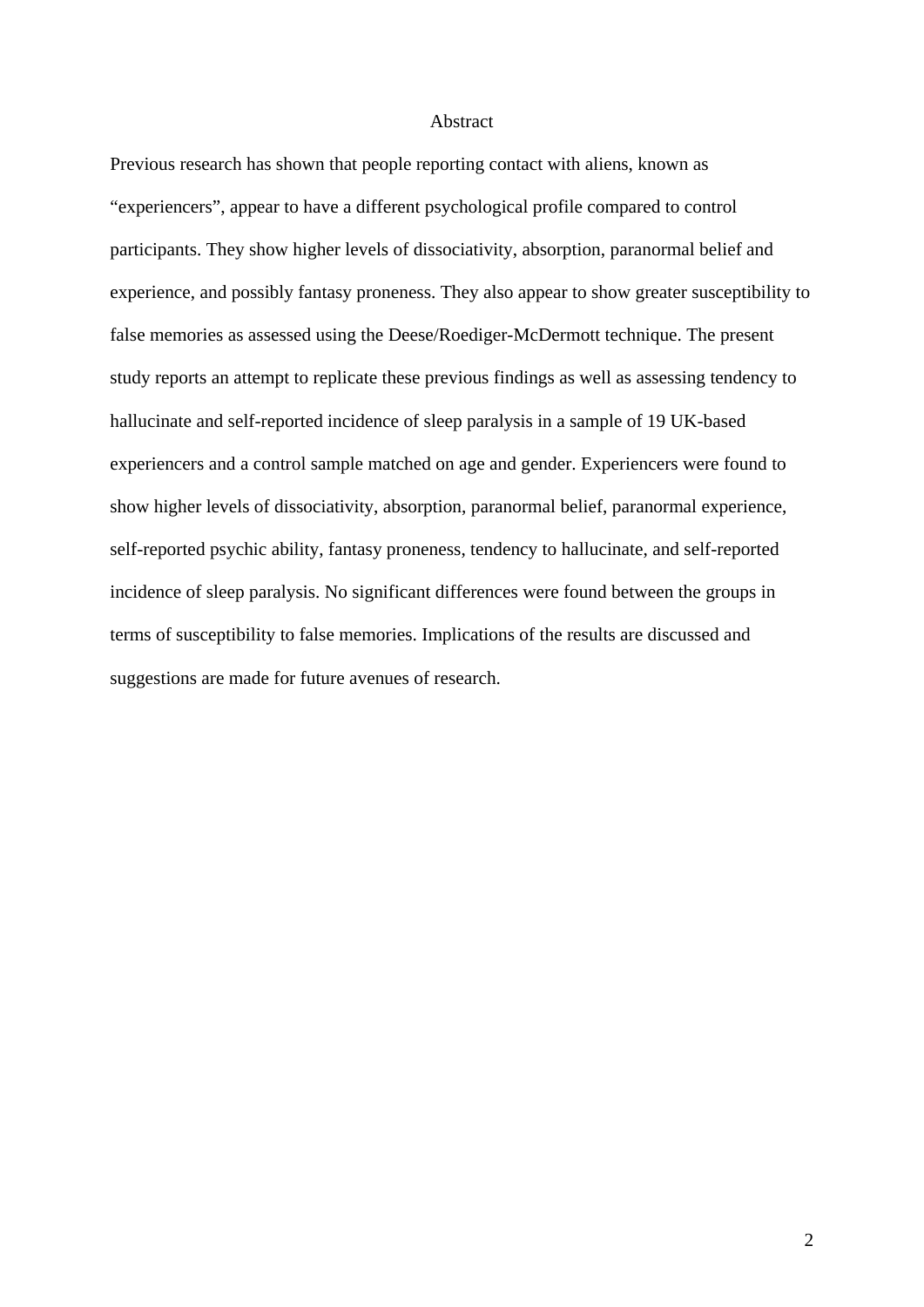# Abstract

Previous research has shown that people reporting contact with aliens, known as "experiencers", appear to have a different psychological profile compared to control participants. They show higher levels of dissociativity, absorption, paranormal belief and experience, and possibly fantasy proneness. They also appear to show greater susceptibility to false memories as assessed using the Deese/Roediger-McDermott technique. The present study reports an attempt to replicate these previous findings as well as assessing tendency to hallucinate and self-reported incidence of sleep paralysis in a sample of 19 UK-based experiencers and a control sample matched on age and gender. Experiencers were found to show higher levels of dissociativity, absorption, paranormal belief, paranormal experience, self-reported psychic ability, fantasy proneness, tendency to hallucinate, and self-reported incidence of sleep paralysis. No significant differences were found between the groups in terms of susceptibility to false memories. Implications of the results are discussed and suggestions are made for future avenues of research.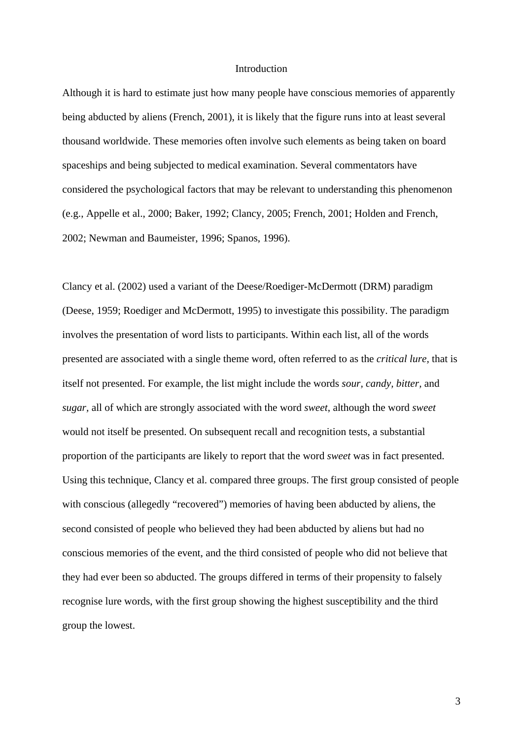## Introduction

Although it is hard to estimate just how many people have conscious memories of apparently being abducted by aliens (French, 2001), it is likely that the figure runs into at least several thousand worldwide. These memories often involve such elements as being taken on board spaceships and being subjected to medical examination. Several commentators have considered the psychological factors that may be relevant to understanding this phenomenon (e.g., Appelle et al., 2000; Baker, 1992; Clancy, 2005; French, 2001; Holden and French, 2002; Newman and Baumeister, 1996; Spanos, 1996).

Clancy et al. (2002) used a variant of the Deese/Roediger-McDermott (DRM) paradigm (Deese, 1959; Roediger and McDermott, 1995) to investigate this possibility. The paradigm involves the presentation of word lists to participants. Within each list, all of the words presented are associated with a single theme word, often referred to as the *critical lure*, that is itself not presented. For example, the list might include the words *sour*, *candy*, *bitter*, and *sugar*, all of which are strongly associated with the word *sweet*, although the word *sweet* would not itself be presented. On subsequent recall and recognition tests, a substantial proportion of the participants are likely to report that the word *sweet* was in fact presented. Using this technique, Clancy et al. compared three groups. The first group consisted of people with conscious (allegedly "recovered") memories of having been abducted by aliens, the second consisted of people who believed they had been abducted by aliens but had no conscious memories of the event, and the third consisted of people who did not believe that they had ever been so abducted. The groups differed in terms of their propensity to falsely recognise lure words, with the first group showing the highest susceptibility and the third group the lowest.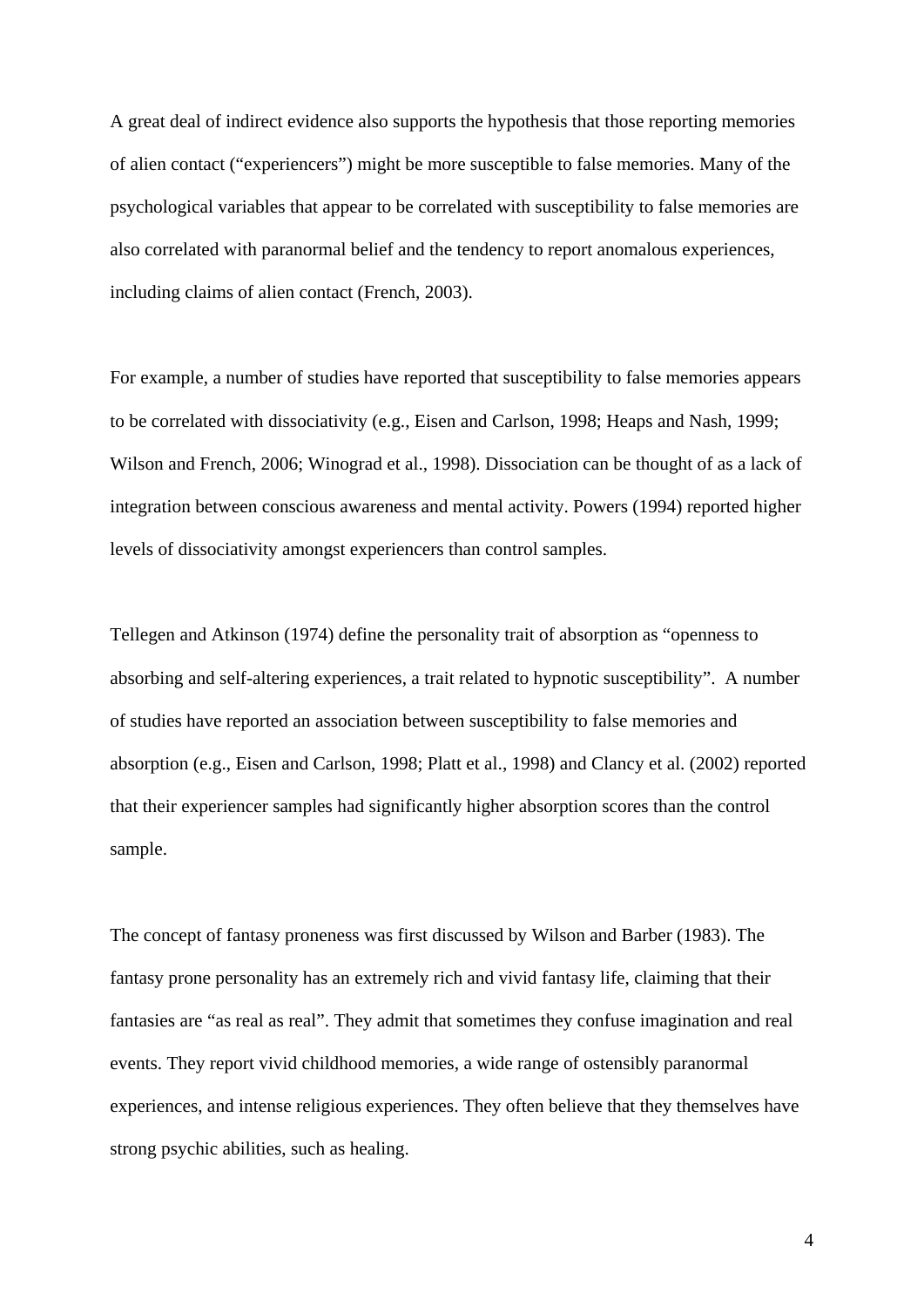A great deal of indirect evidence also supports the hypothesis that those reporting memories of alien contact ("experiencers") might be more susceptible to false memories. Many of the psychological variables that appear to be correlated with susceptibility to false memories are also correlated with paranormal belief and the tendency to report anomalous experiences, including claims of alien contact (French, 2003).

For example, a number of studies have reported that susceptibility to false memories appears to be correlated with dissociativity (e.g., Eisen and Carlson, 1998; Heaps and Nash, 1999; Wilson and French, 2006; Winograd et al., 1998). Dissociation can be thought of as a lack of integration between conscious awareness and mental activity. Powers (1994) reported higher levels of dissociativity amongst experiencers than control samples.

Tellegen and Atkinson (1974) define the personality trait of absorption as "openness to absorbing and self-altering experiences, a trait related to hypnotic susceptibility". A number of studies have reported an association between susceptibility to false memories and absorption (e.g., Eisen and Carlson, 1998; Platt et al., 1998) and Clancy et al. (2002) reported that their experiencer samples had significantly higher absorption scores than the control sample.

The concept of fantasy proneness was first discussed by Wilson and Barber (1983). The fantasy prone personality has an extremely rich and vivid fantasy life, claiming that their fantasies are "as real as real". They admit that sometimes they confuse imagination and real events. They report vivid childhood memories, a wide range of ostensibly paranormal experiences, and intense religious experiences. They often believe that they themselves have strong psychic abilities, such as healing.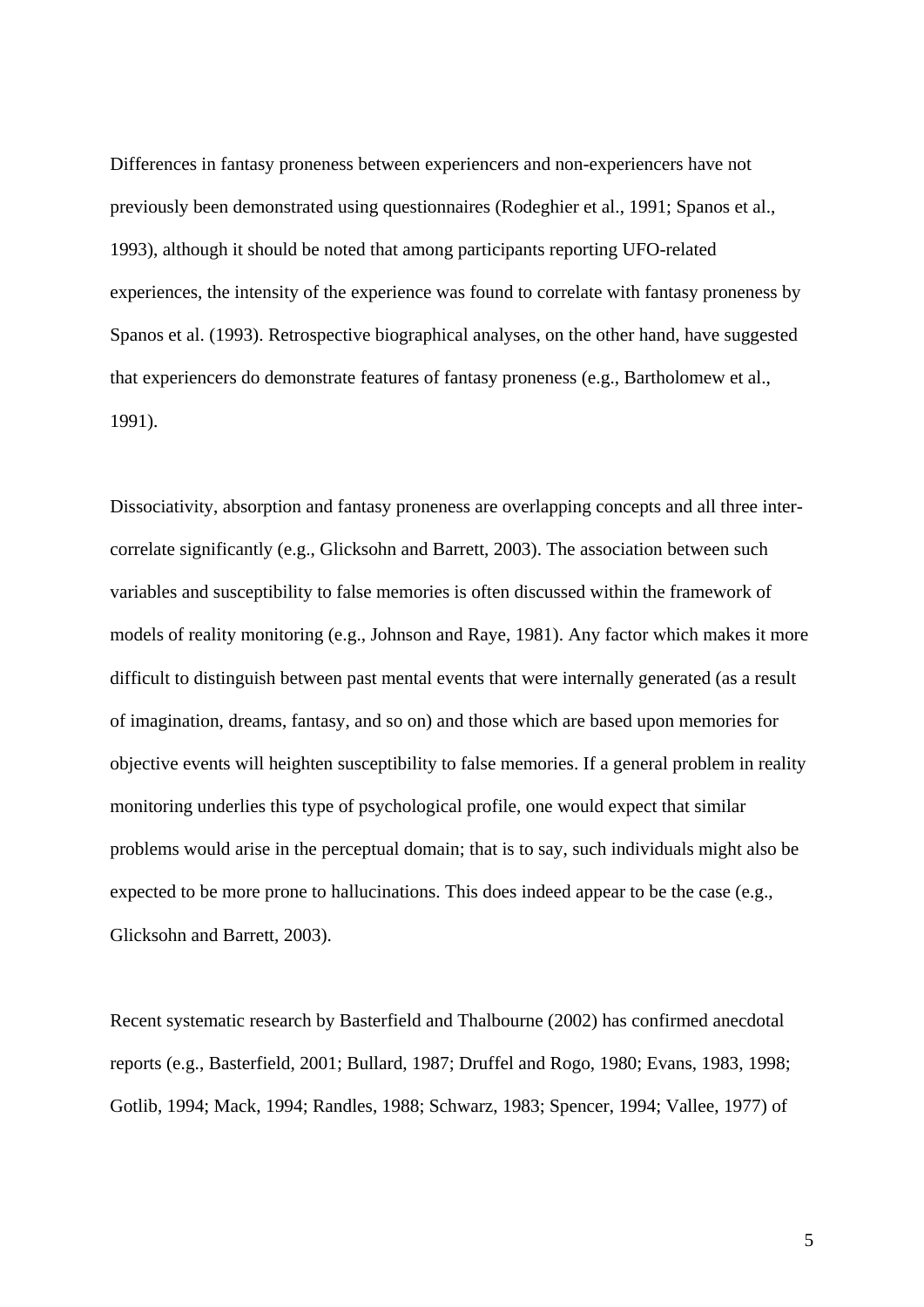Differences in fantasy proneness between experiencers and non-experiencers have not previously been demonstrated using questionnaires (Rodeghier et al., 1991; Spanos et al., 1993), although it should be noted that among participants reporting UFO-related experiences, the intensity of the experience was found to correlate with fantasy proneness by Spanos et al. (1993). Retrospective biographical analyses, on the other hand, have suggested that experiencers do demonstrate features of fantasy proneness (e.g., Bartholomew et al., 1991).

Dissociativity, absorption and fantasy proneness are overlapping concepts and all three inter-correlate significantly (e.g., Glicksohn and Barrett, 2003). The association between such variables and susceptibility to false memories is often discussed within the framework of models of reality monitoring (e.g., Johnson and Raye, 1981). Any factor which makes it more difficult to distinguish between past mental events that were internally generated (as a result of imagination, dreams, fantasy, and so on) and those which are based upon memories for objective events will heighten susceptibility to false memories. If a general problem in reality monitoring underlies this type of psychological profile, one would expect that similar problems would arise in the perceptual domain; that is to say, such individuals might also be expected to be more prone to hallucinations. This does indeed appear to be the case (e.g., Glicksohn and Barrett, 2003).

Recent systematic research by Basterfield and Thalbourne (2002) has confirmed anecdotal reports (e.g., Basterfield, 2001; Bullard, 1987; Druffel and Rogo, 1980; Evans, 1983, 1998; Gotlib, 1994; Mack, 1994; Randles, 1988; Schwarz, 1983; Spencer, 1994; Vallee, 1977) of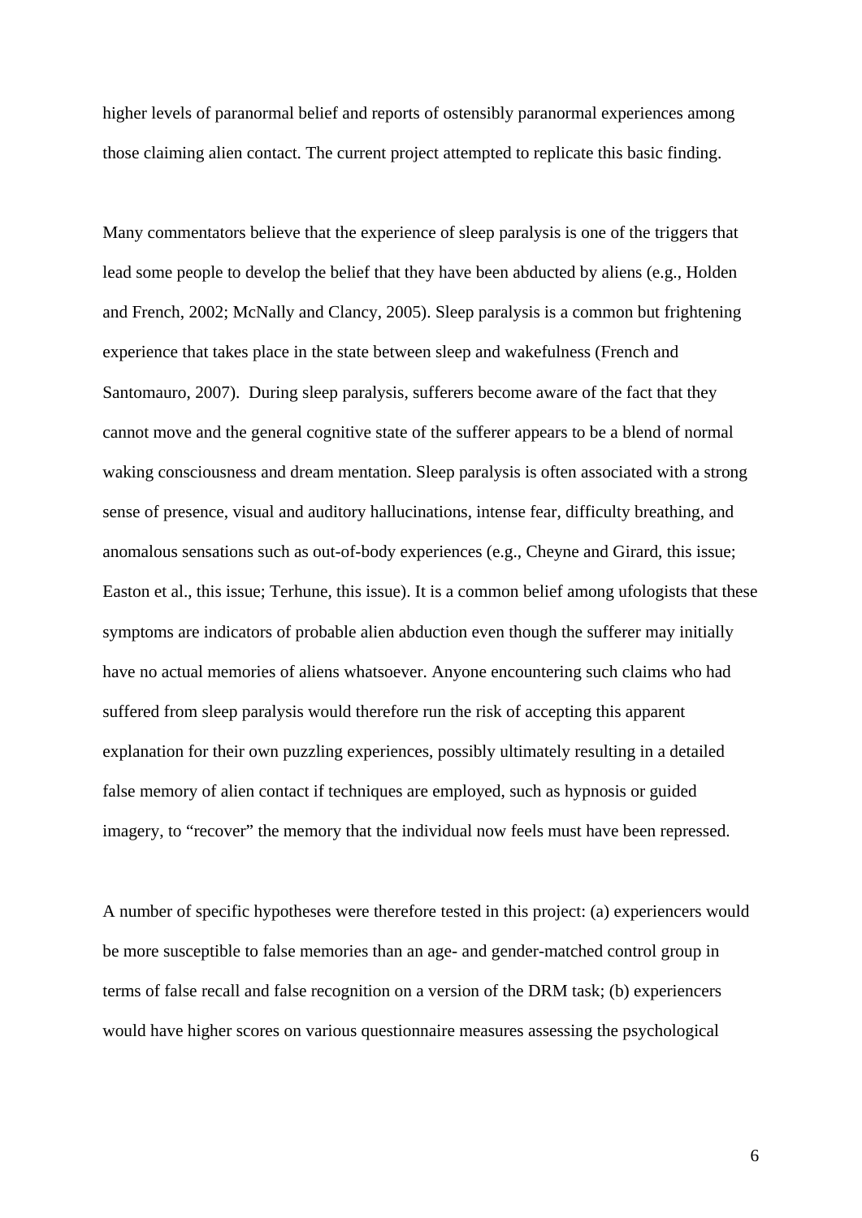higher levels of paranormal belief and reports of ostensibly paranormal experiences among those claiming alien contact. The current project attempted to replicate this basic finding.

Many commentators believe that the experience of sleep paralysis is one of the triggers that lead some people to develop the belief that they have been abducted by aliens (e.g., Holden and French, 2002; McNally and Clancy, 2005). Sleep paralysis is a common but frightening experience that takes place in the state between sleep and wakefulness (French and Santomauro, 2007). During sleep paralysis, sufferers become aware of the fact that they cannot move and the general cognitive state of the sufferer appears to be a blend of normal waking consciousness and dream mentation. Sleep paralysis is often associated with a strong sense of presence, visual and auditory hallucinations, intense fear, difficulty breathing, and anomalous sensations such as out-of-body experiences (e.g., Cheyne and Girard, this issue; Easton et al., this issue; Terhune, this issue). It is a common belief among ufologists that these symptoms are indicators of probable alien abduction even though the sufferer may initially have no actual memories of aliens whatsoever. Anyone encountering such claims who had suffered from sleep paralysis would therefore run the risk of accepting this apparent explanation for their own puzzling experiences, possibly ultimately resulting in a detailed false memory of alien contact if techniques are employed, such as hypnosis or guided imagery, to "recover" the memory that the individual now feels must have been repressed.

A number of specific hypotheses were therefore tested in this project: (a) experiencers would be more susceptible to false memories than an age- and gender-matched control group in terms of false recall and false recognition on a version of the DRM task; (b) experiencers would have higher scores on various questionnaire measures assessing the psychological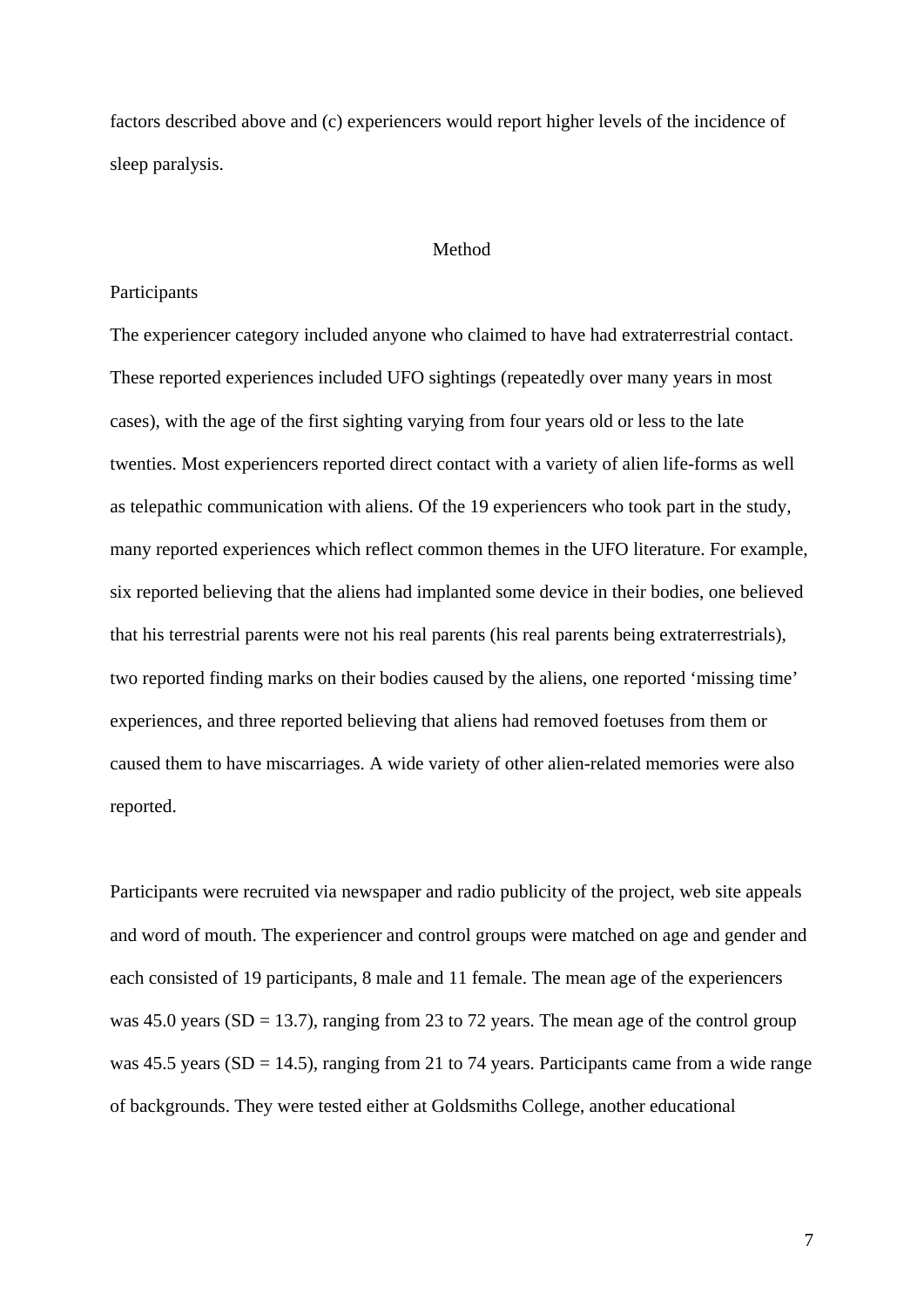factors described above and (c) experiencers would report higher levels of the incidence of sleep paralysis.

## Method

### Participants

The experiencer category included anyone who claimed to have had extraterrestrial contact. These reported experiences included UFO sightings (repeatedly over many years in most cases), with the age of the first sighting varying from four years old or less to the late twenties. Most experiencers reported direct contact with a variety of alien life-forms as well as telepathic communication with aliens. Of the 19 experiencers who took part in the study, many reported experiences which reflect common themes in the UFO literature. For example, six reported believing that the aliens had implanted some device in their bodies, one believed that his terrestrial parents were not his real parents (his real parents being extraterrestrials), two reported finding marks on their bodies caused by the aliens, one reported 'missing time' experiences, and three reported believing that aliens had removed foetuses from them or caused them to have miscarriages. A wide variety of other alien-related memories were also reported.

Participants were recruited via newspaper and radio publicity of the project, web site appeals and word of mouth. The experiencer and control groups were matched on age and gender and each consisted of 19 participants, 8 male and 11 female. The mean age of the experiencers was 45.0 years (SD = 13.7), ranging from 23 to 72 years. The mean age of the control group was 45.5 years (SD = 14.5), ranging from 21 to 74 years. Participants came from a wide range of backgrounds. They were tested either at Goldsmiths College, another educational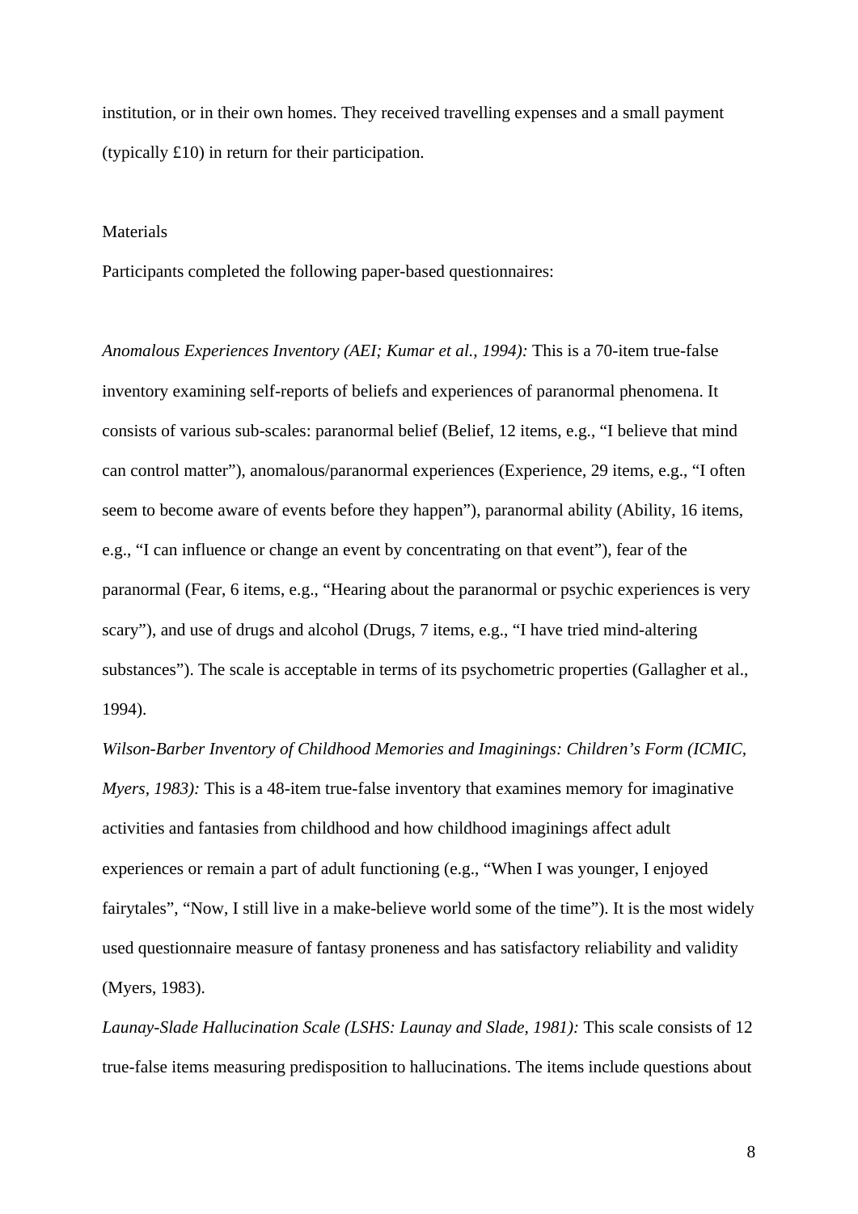institution, or in their own homes. They received travelling expenses and a small payment (typically £10) in return for their participation.

Materials

Participants completed the following paper-based questionnaires:

*Anomalous Experiences Inventory (AEI; Kumar et al., 1994):* This is a 70-item true-false inventory examining self-reports of beliefs and experiences of paranormal phenomena. It consists of various sub-scales: paranormal belief (Belief, 12 items, e.g., "I believe that mind can control matter"), anomalous/paranormal experiences (Experience, 29 items, e.g., "I often seem to become aware of events before they happen"), paranormal ability (Ability, 16 items, e.g., "I can influence or change an event by concentrating on that event"), fear of the paranormal (Fear, 6 items, e.g., "Hearing about the paranormal or psychic experiences is very scary"), and use of drugs and alcohol (Drugs, 7 items, e.g., "I have tried mind-altering substances"). The scale is acceptable in terms of its psychometric properties (Gallagher et al., 1994).

*Wilson-Barber Inventory of Childhood Memories and Imaginings: Children's Form (ICMIC, Myers, 1983):* This is a 48-item true-false inventory that examines memory for imaginative activities and fantasies from childhood and how childhood imaginings affect adult experiences or remain a part of adult functioning (e.g., "When I was younger, I enjoyed fairytales", "Now, I still live in a make-believe world some of the time"). It is the most widely used questionnaire measure of fantasy proneness and has satisfactory reliability and validity (Myers, 1983).

*Launay-Slade Hallucination Scale (LSHS: Launay and Slade, 1981):* This scale consists of 12 true-false items measuring predisposition to hallucinations. The items include questions about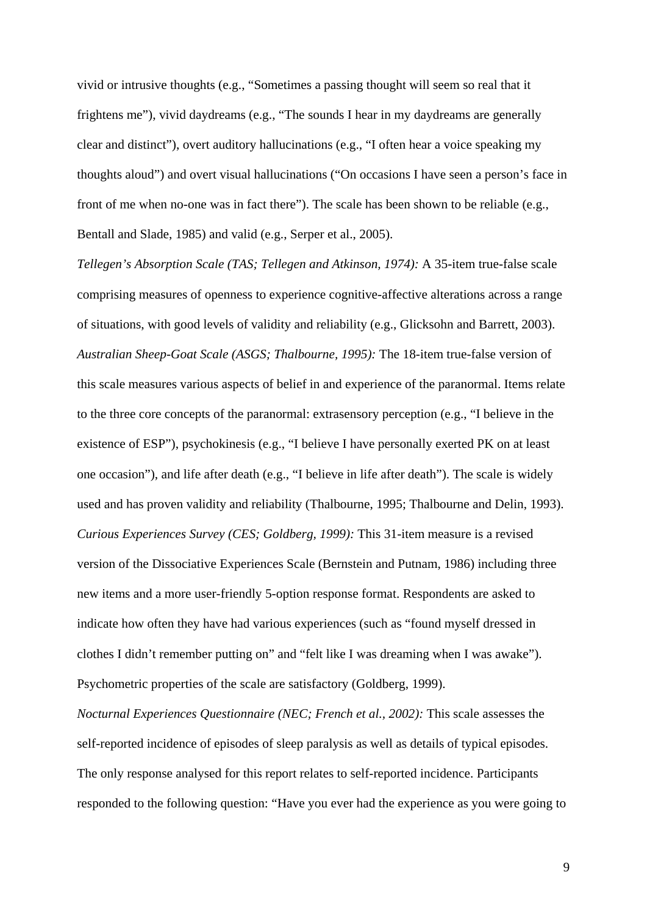vivid or intrusive thoughts (e.g., "Sometimes a passing thought will seem so real that it frightens me"), vivid daydreams (e.g., "The sounds I hear in my daydreams are generally clear and distinct"), overt auditory hallucinations (e.g., "I often hear a voice speaking my thoughts aloud") and overt visual hallucinations ("On occasions I have seen a person's face in front of me when no-one was in fact there"). The scale has been shown to be reliable (e.g., Bentall and Slade, 1985) and valid (e.g., Serper et al., 2005).

*Tellegen's Absorption Scale (TAS; Tellegen and Atkinson, 1974):* A 35-item true-false scale comprising measures of openness to experience cognitive-affective alterations across a range of situations, with good levels of validity and reliability (e.g., Glicksohn and Barrett, 2003).

*Australian Sheep-Goat Scale (ASGS; Thalbourne, 1995):* The 18-item true-false version of this scale measures various aspects of belief in and experience of the paranormal. Items relate to the three core concepts of the paranormal: extrasensory perception (e.g., "I believe in the existence of ESP"), psychokinesis (e.g., "I believe I have personally exerted PK on at least one occasion"), and life after death (e.g., "I believe in life after death"). The scale is widely used and has proven validity and reliability (Thalbourne, 1995; Thalbourne and Delin, 1993).

*Curious Experiences Survey (CES; Goldberg, 1999):* This 31-item measure is a revised version of the Dissociative Experiences Scale (Bernstein and Putnam, 1986) including three new items and a more user-friendly 5-option response format. Respondents are asked to indicate how often they have had various experiences (such as "found myself dressed in clothes I didn't remember putting on" and "felt like I was dreaming when I was awake"). Psychometric properties of the scale are satisfactory (Goldberg, 1999).

*Nocturnal Experiences Questionnaire (NEC; French et al., 2002):* This scale assesses the self-reported incidence of episodes of sleep paralysis as well as details of typical episodes. The only response analysed for this report relates to self-reported incidence. Participants responded to the following question: "Have you ever had the experience as you were going to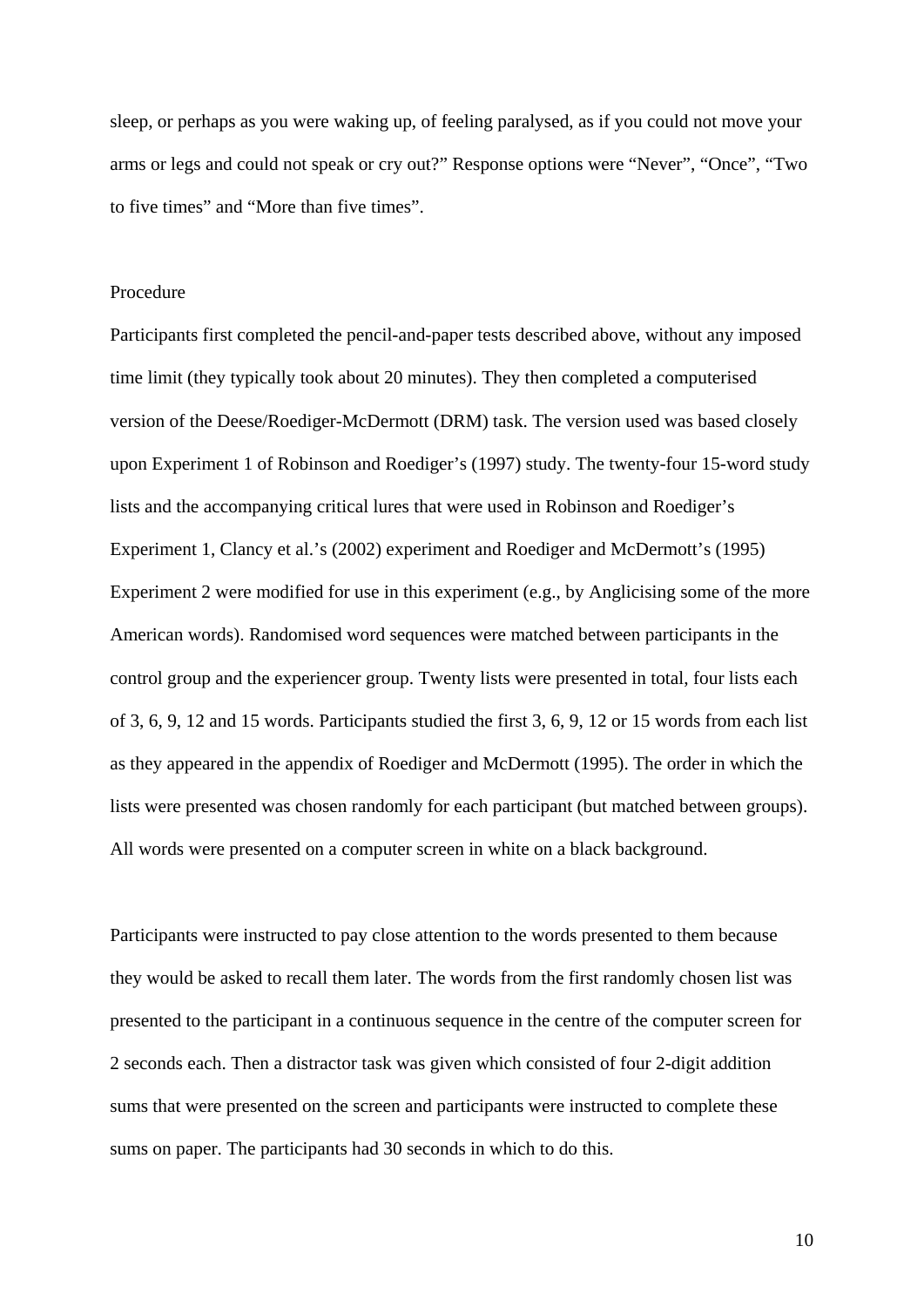sleep, or perhaps as you were waking up, of feeling paralysed, as if you could not move your arms or legs and could not speak or cry out?" Response options were "Never", "Once", "Two to five times" and "More than five times".

## Procedure

Participants first completed the pencil-and-paper tests described above, without any imposed time limit (they typically took about 20 minutes). They then completed a computerised version of the Deese/Roediger-McDermott (DRM) task. The version used was based closely upon Experiment 1 of Robinson and Roediger's (1997) study. The twenty-four 15-word study lists and the accompanying critical lures that were used in Robinson and Roediger's Experiment 1, Clancy et al.'s (2002) experiment and Roediger and McDermott's (1995) Experiment 2 were modified for use in this experiment (e.g., by Anglicising some of the more American words). Randomised word sequences were matched between participants in the control group and the experiencer group. Twenty lists were presented in total, four lists each of 3, 6, 9, 12 and 15 words. Participants studied the first 3, 6, 9, 12 or 15 words from each list as they appeared in the appendix of Roediger and McDermott (1995). The order in which the lists were presented was chosen randomly for each participant (but matched between groups). All words were presented on a computer screen in white on a black background.

Participants were instructed to pay close attention to the words presented to them because they would be asked to recall them later. The words from the first randomly chosen list was presented to the participant in a continuous sequence in the centre of the computer screen for 2 seconds each. Then a distractor task was given which consisted of four 2-digit addition sums that were presented on the screen and participants were instructed to complete these sums on paper. The participants had 30 seconds in which to do this.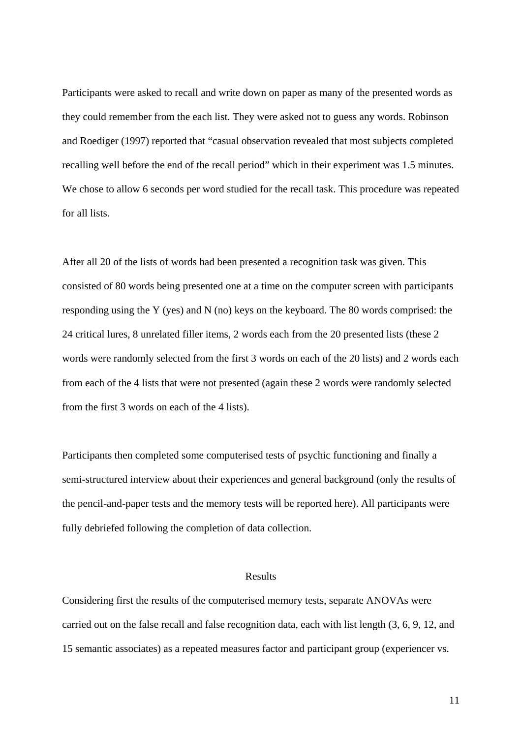Participants were asked to recall and write down on paper as many of the presented words as they could remember from the each list. They were asked not to guess any words. Robinson and Roediger (1997) reported that "casual observation revealed that most subjects completed recalling well before the end of the recall period" which in their experiment was 1.5 minutes. We chose to allow 6 seconds per word studied for the recall task. This procedure was repeated for all lists.

After all 20 of the lists of words had been presented a recognition task was given. This consisted of 80 words being presented one at a time on the computer screen with participants responding using the Y (yes) and N (no) keys on the keyboard. The 80 words comprised: the 24 critical lures, 8 unrelated filler items, 2 words each from the 20 presented lists (these 2 words were randomly selected from the first 3 words on each of the 20 lists) and 2 words each from each of the 4 lists that were not presented (again these 2 words were randomly selected from the first 3 words on each of the 4 lists).

Participants then completed some computerised tests of psychic functioning and finally a semi-structured interview about their experiences and general background (only the results of the pencil-and-paper tests and the memory tests will be reported here). All participants were fully debriefed following the completion of data collection.

## Results

Considering first the results of the computerised memory tests, separate ANOVAs were carried out on the false recall and false recognition data, each with list length (3, 6, 9, 12, and 15 semantic associates) as a repeated measures factor and participant group (experiencer vs.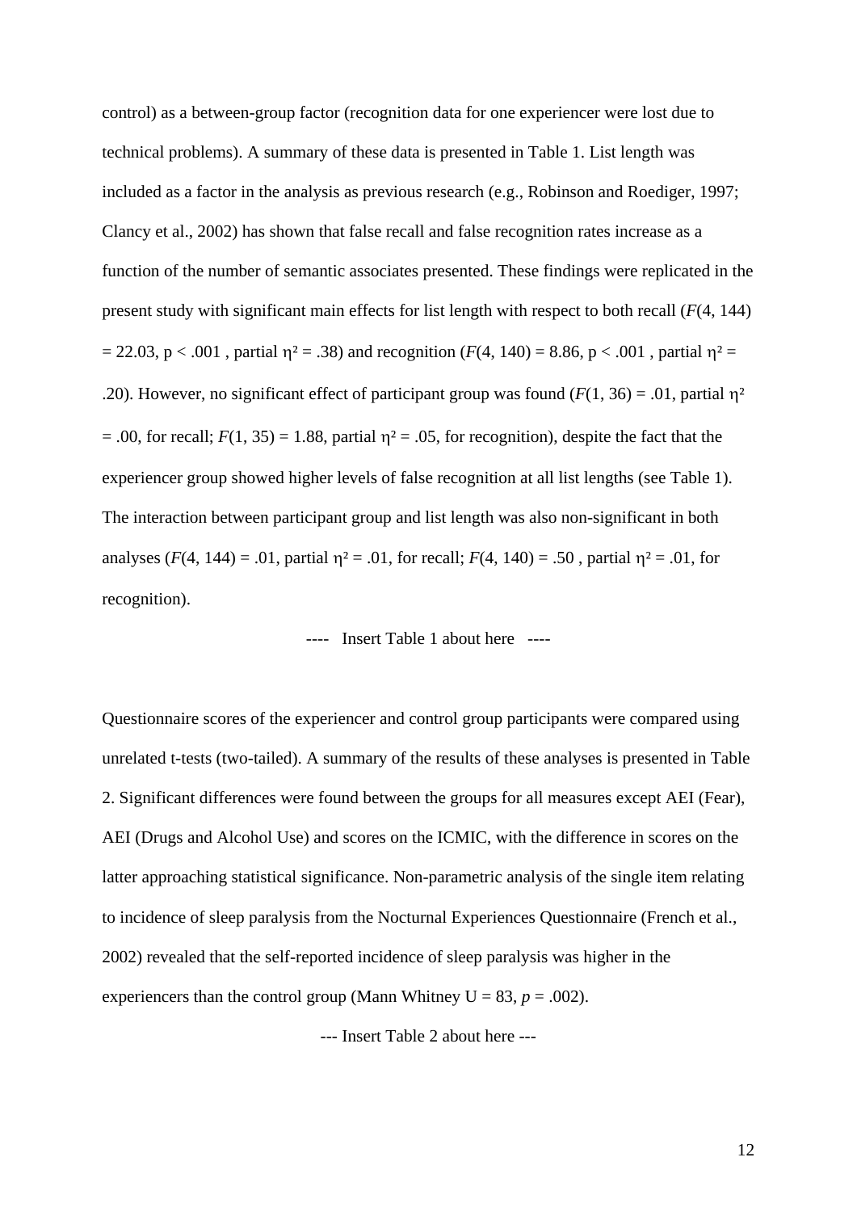control) as a between-group factor (recognition data for one experiencer were lost due to technical problems). A summary of these data is presented in Table 1. List length was included as a factor in the analysis as previous research (e.g., Robinson and Roediger, 1997; Clancy et al., 2002) has shown that false recall and false recognition rates increase as a function of the number of semantic associates presented. These findings were replicated in the present study with significant main effects for list length with respect to both recall ($F(4, 144) = 22.03$, $p < .001$, partial $\eta^2 = .38$) and recognition ($F(4, 140) = 8.86$, $p < .001$, partial $\eta^2 = .20$). However, no significant effect of participant group was found ($F(1, 36) = .01$, partial $\eta^2 = .00$, for recall; $F(1, 35) = 1.88$, partial $\eta^2 = .05$, for recognition), despite the fact that the experiencer group showed higher levels of false recognition at all list lengths (see Table 1). The interaction between participant group and list length was also non-significant in both analyses ($F(4, 144) = .01$, partial $\eta^2 = .01$, for recall; $F(4, 140) = .50$, partial $\eta^2 = .01$, for recognition).

---- Insert Table 1 about here ----

Questionnaire scores of the experiencer and control group participants were compared using unrelated t-tests (two-tailed). A summary of the results of these analyses is presented in Table 2. Significant differences were found between the groups for all measures except AEI (Fear), AEI (Drugs and Alcohol Use) and scores on the ICMIC, with the difference in scores on the latter approaching statistical significance. Non-parametric analysis of the single item relating to incidence of sleep paralysis from the Nocturnal Experiences Questionnaire (French et al., 2002) revealed that the self-reported incidence of sleep paralysis was higher in the experiencers than the control group (Mann Whitney $U = 83$, $p = .002$).

--- Insert Table 2 about here ---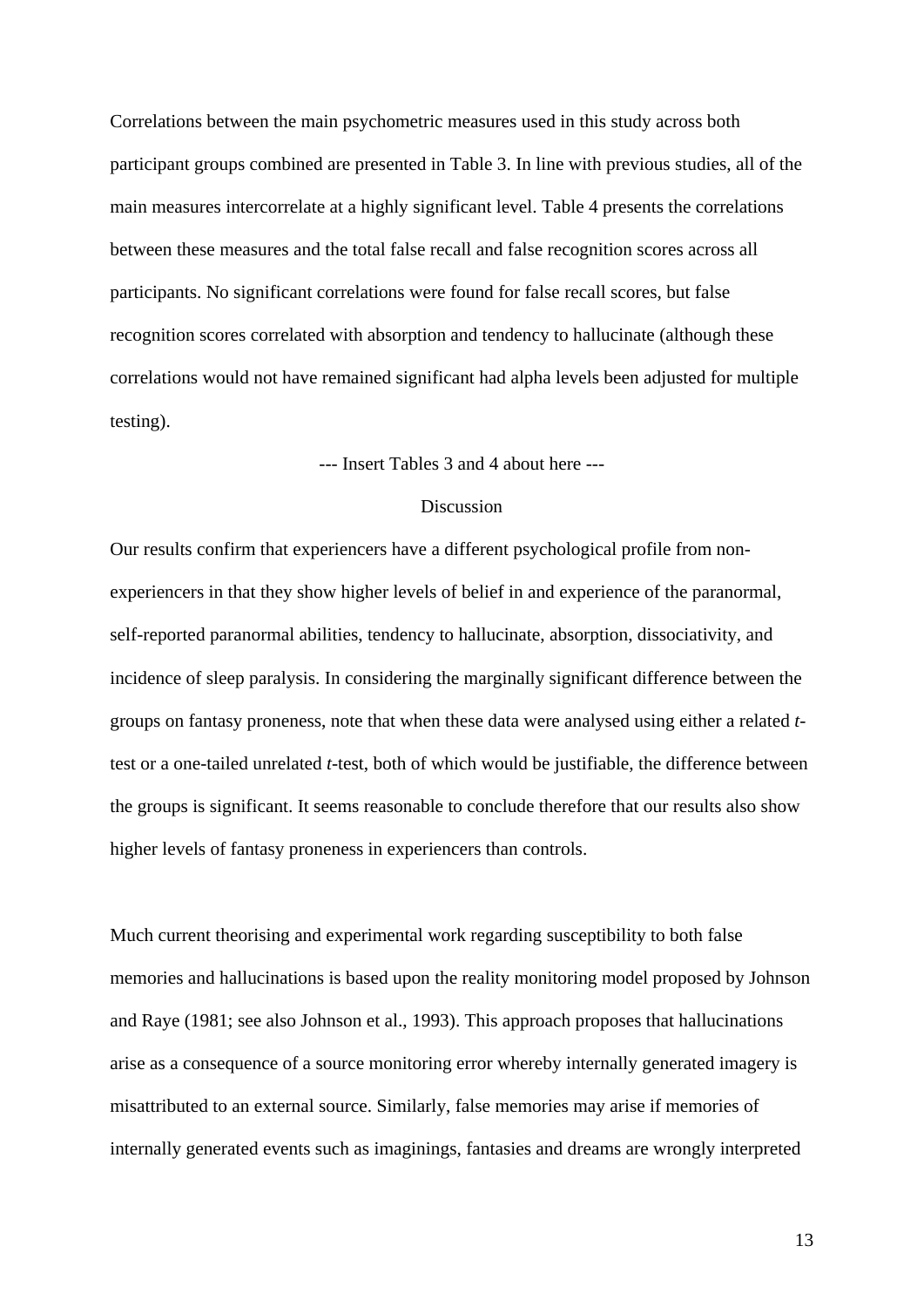Correlations between the main psychometric measures used in this study across both participant groups combined are presented in Table 3. In line with previous studies, all of the main measures intercorrelate at a highly significant level. Table 4 presents the correlations between these measures and the total false recall and false recognition scores across all participants. No significant correlations were found for false recall scores, but false recognition scores correlated with absorption and tendency to hallucinate (although these correlations would not have remained significant had alpha levels been adjusted for multiple testing).

--- Insert Tables 3 and 4 about here ---

## Discussion

Our results confirm that experiencers have a different psychological profile from non-experiencers in that they show higher levels of belief in and experience of the paranormal, self-reported paranormal abilities, tendency to hallucinate, absorption, dissociativity, and incidence of sleep paralysis. In considering the marginally significant difference between the groups on fantasy proneness, note that when these data were analysed using either a related *t*-test or a one-tailed unrelated *t*-test, both of which would be justifiable, the difference between the groups is significant. It seems reasonable to conclude therefore that our results also show higher levels of fantasy proneness in experiencers than controls.

Much current theorising and experimental work regarding susceptibility to both false memories and hallucinations is based upon the reality monitoring model proposed by Johnson and Raye (1981; see also Johnson et al., 1993). This approach proposes that hallucinations arise as a consequence of a source monitoring error whereby internally generated imagery is misattributed to an external source. Similarly, false memories may arise if memories of internally generated events such as imaginings, fantasies and dreams are wrongly interpreted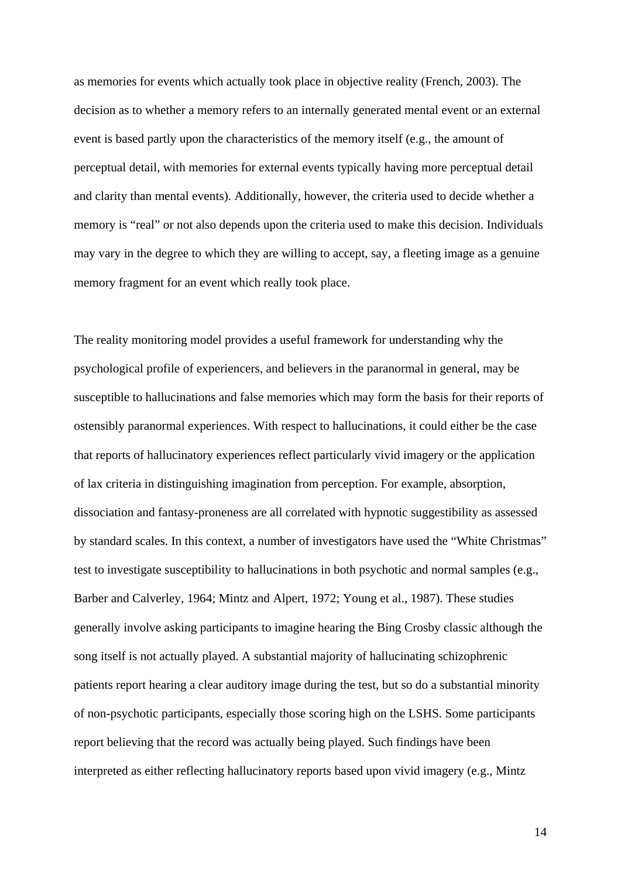as memories for events which actually took place in objective reality (French, 2003). The decision as to whether a memory refers to an internally generated mental event or an external event is based partly upon the characteristics of the memory itself (e.g., the amount of perceptual detail, with memories for external events typically having more perceptual detail and clarity than mental events). Additionally, however, the criteria used to decide whether a memory is "real" or not also depends upon the criteria used to make this decision. Individuals may vary in the degree to which they are willing to accept, say, a fleeting image as a genuine memory fragment for an event which really took place.

The reality monitoring model provides a useful framework for understanding why the psychological profile of experiencers, and believers in the paranormal in general, may be susceptible to hallucinations and false memories which may form the basis for their reports of ostensibly paranormal experiences. With respect to hallucinations, it could either be the case that reports of hallucinatory experiences reflect particularly vivid imagery or the application of lax criteria in distinguishing imagination from perception. For example, absorption, dissociation and fantasy-proneness are all correlated with hypnotic suggestibility as assessed by standard scales. In this context, a number of investigators have used the "White Christmas" test to investigate susceptibility to hallucinations in both psychotic and normal samples (e.g., Barber and Calverley, 1964; Mintz and Alpert, 1972; Young et al., 1987). These studies generally involve asking participants to imagine hearing the Bing Crosby classic although the song itself is not actually played. A substantial majority of hallucinating schizophrenic patients report hearing a clear auditory image during the test, but so do a substantial minority of non-psychotic participants, especially those scoring high on the LSHS. Some participants report believing that the record was actually being played. Such findings have been interpreted as either reflecting hallucinatory reports based upon vivid imagery (e.g., Mintz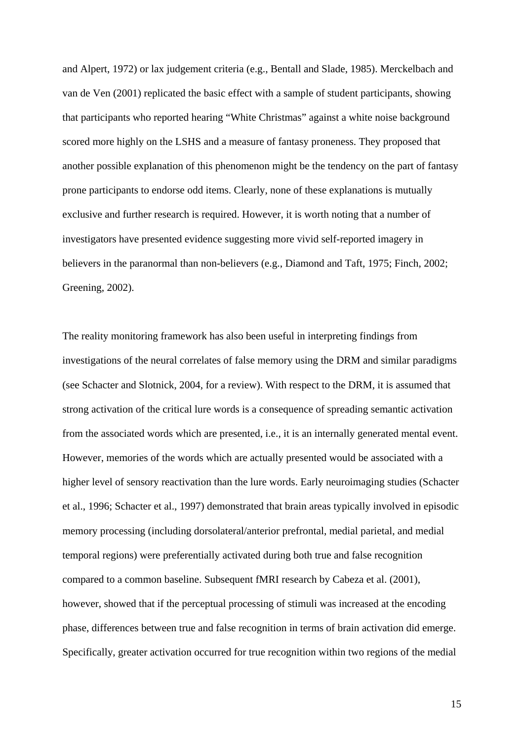and Alpert, 1972) or lax judgement criteria (e.g., Bentall and Slade, 1985). Merckelbach and van de Ven (2001) replicated the basic effect with a sample of student participants, showing that participants who reported hearing "White Christmas" against a white noise background scored more highly on the LSHS and a measure of fantasy proneness. They proposed that another possible explanation of this phenomenon might be the tendency on the part of fantasy prone participants to endorse odd items. Clearly, none of these explanations is mutually exclusive and further research is required. However, it is worth noting that a number of investigators have presented evidence suggesting more vivid self-reported imagery in believers in the paranormal than non-believers (e.g., Diamond and Taft, 1975; Finch, 2002; Greening, 2002).

The reality monitoring framework has also been useful in interpreting findings from investigations of the neural correlates of false memory using the DRM and similar paradigms (see Schacter and Slotnick, 2004, for a review). With respect to the DRM, it is assumed that strong activation of the critical lure words is a consequence of spreading semantic activation from the associated words which are presented, i.e., it is an internally generated mental event. However, memories of the words which are actually presented would be associated with a higher level of sensory reactivation than the lure words. Early neuroimaging studies (Schacter et al., 1996; Schacter et al., 1997) demonstrated that brain areas typically involved in episodic memory processing (including dorsolateral/anterior prefrontal, medial parietal, and medial temporal regions) were preferentially activated during both true and false recognition compared to a common baseline. Subsequent fMRI research by Cabeza et al. (2001), however, showed that if the perceptual processing of stimuli was increased at the encoding phase, differences between true and false recognition in terms of brain activation did emerge. Specifically, greater activation occurred for true recognition within two regions of the medial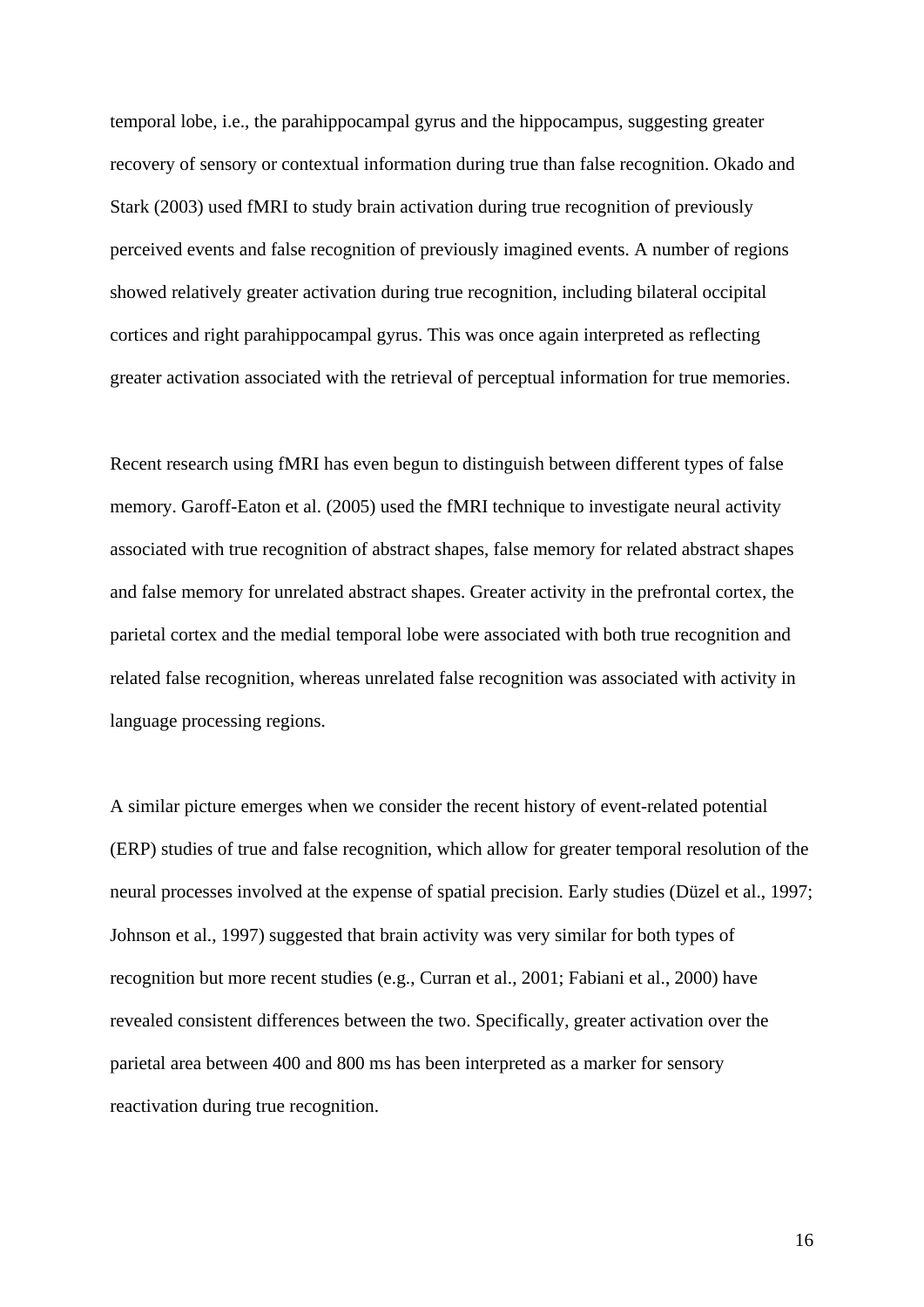temporal lobe, i.e., the parahippocampal gyrus and the hippocampus, suggesting greater recovery of sensory or contextual information during true than false recognition. Okado and Stark (2003) used fMRI to study brain activation during true recognition of previously perceived events and false recognition of previously imagined events. A number of regions showed relatively greater activation during true recognition, including bilateral occipital cortices and right parahippocampal gyrus. This was once again interpreted as reflecting greater activation associated with the retrieval of perceptual information for true memories.

Recent research using fMRI has even begun to distinguish between different types of false memory. Garoff-Eaton et al. (2005) used the fMRI technique to investigate neural activity associated with true recognition of abstract shapes, false memory for related abstract shapes and false memory for unrelated abstract shapes. Greater activity in the prefrontal cortex, the parietal cortex and the medial temporal lobe were associated with both true recognition and related false recognition, whereas unrelated false recognition was associated with activity in language processing regions.

A similar picture emerges when we consider the recent history of event-related potential (ERP) studies of true and false recognition, which allow for greater temporal resolution of the neural processes involved at the expense of spatial precision. Early studies (Düzel et al., 1997; Johnson et al., 1997) suggested that brain activity was very similar for both types of recognition but more recent studies (e.g., Curran et al., 2001; Fabiani et al., 2000) have revealed consistent differences between the two. Specifically, greater activation over the parietal area between 400 and 800 ms has been interpreted as a marker for sensory reactivation during true recognition.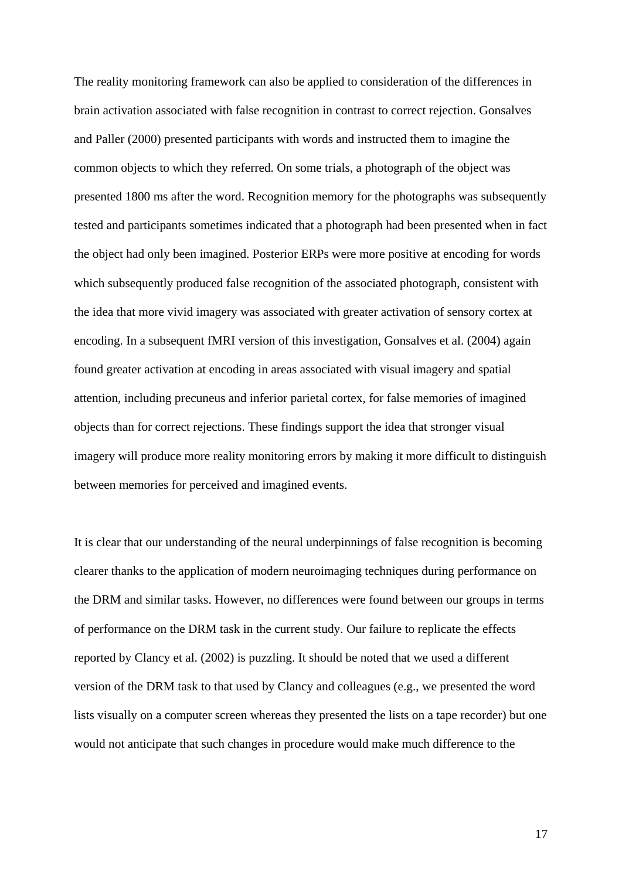The reality monitoring framework can also be applied to consideration of the differences in brain activation associated with false recognition in contrast to correct rejection. Gonsalves and Paller (2000) presented participants with words and instructed them to imagine the common objects to which they referred. On some trials, a photograph of the object was presented 1800 ms after the word. Recognition memory for the photographs was subsequently tested and participants sometimes indicated that a photograph had been presented when in fact the object had only been imagined. Posterior ERPs were more positive at encoding for words which subsequently produced false recognition of the associated photograph, consistent with the idea that more vivid imagery was associated with greater activation of sensory cortex at encoding. In a subsequent fMRI version of this investigation, Gonsalves et al. (2004) again found greater activation at encoding in areas associated with visual imagery and spatial attention, including precuneus and inferior parietal cortex, for false memories of imagined objects than for correct rejections. These findings support the idea that stronger visual imagery will produce more reality monitoring errors by making it more difficult to distinguish between memories for perceived and imagined events.

It is clear that our understanding of the neural underpinnings of false recognition is becoming clearer thanks to the application of modern neuroimaging techniques during performance on the DRM and similar tasks. However, no differences were found between our groups in terms of performance on the DRM task in the current study. Our failure to replicate the effects reported by Clancy et al. (2002) is puzzling. It should be noted that we used a different version of the DRM task to that used by Clancy and colleagues (e.g., we presented the word lists visually on a computer screen whereas they presented the lists on a tape recorder) but one would not anticipate that such changes in procedure would make much difference to the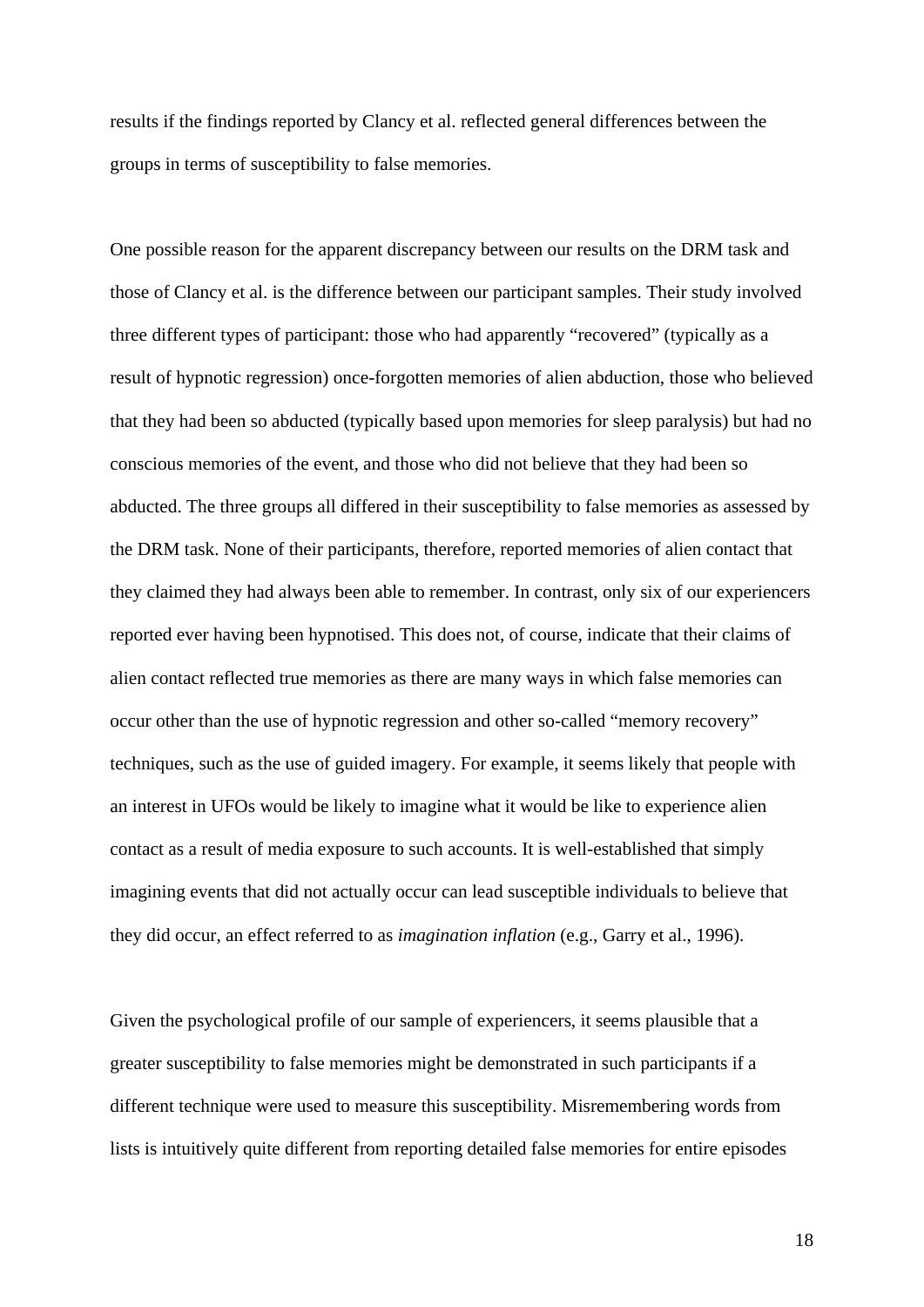results if the findings reported by Clancy et al. reflected general differences between the groups in terms of susceptibility to false memories.

One possible reason for the apparent discrepancy between our results on the DRM task and those of Clancy et al. is the difference between our participant samples. Their study involved three different types of participant: those who had apparently "recovered" (typically as a result of hypnotic regression) once-forgotten memories of alien abduction, those who believed that they had been so abducted (typically based upon memories for sleep paralysis) but had no conscious memories of the event, and those who did not believe that they had been so abducted. The three groups all differed in their susceptibility to false memories as assessed by the DRM task. None of their participants, therefore, reported memories of alien contact that they claimed they had always been able to remember. In contrast, only six of our experiencers reported ever having been hypnotised. This does not, of course, indicate that their claims of alien contact reflected true memories as there are many ways in which false memories can occur other than the use of hypnotic regression and other so-called "memory recovery" techniques, such as the use of guided imagery. For example, it seems likely that people with an interest in UFOs would be likely to imagine what it would be like to experience alien contact as a result of media exposure to such accounts. It is well-established that simply imagining events that did not actually occur can lead susceptible individuals to believe that they did occur, an effect referred to as *imagination inflation* (e.g., Garry et al., 1996).

Given the psychological profile of our sample of experiencers, it seems plausible that a greater susceptibility to false memories might be demonstrated in such participants if a different technique were used to measure this susceptibility. Misremembering words from lists is intuitively quite different from reporting detailed false memories for entire episodes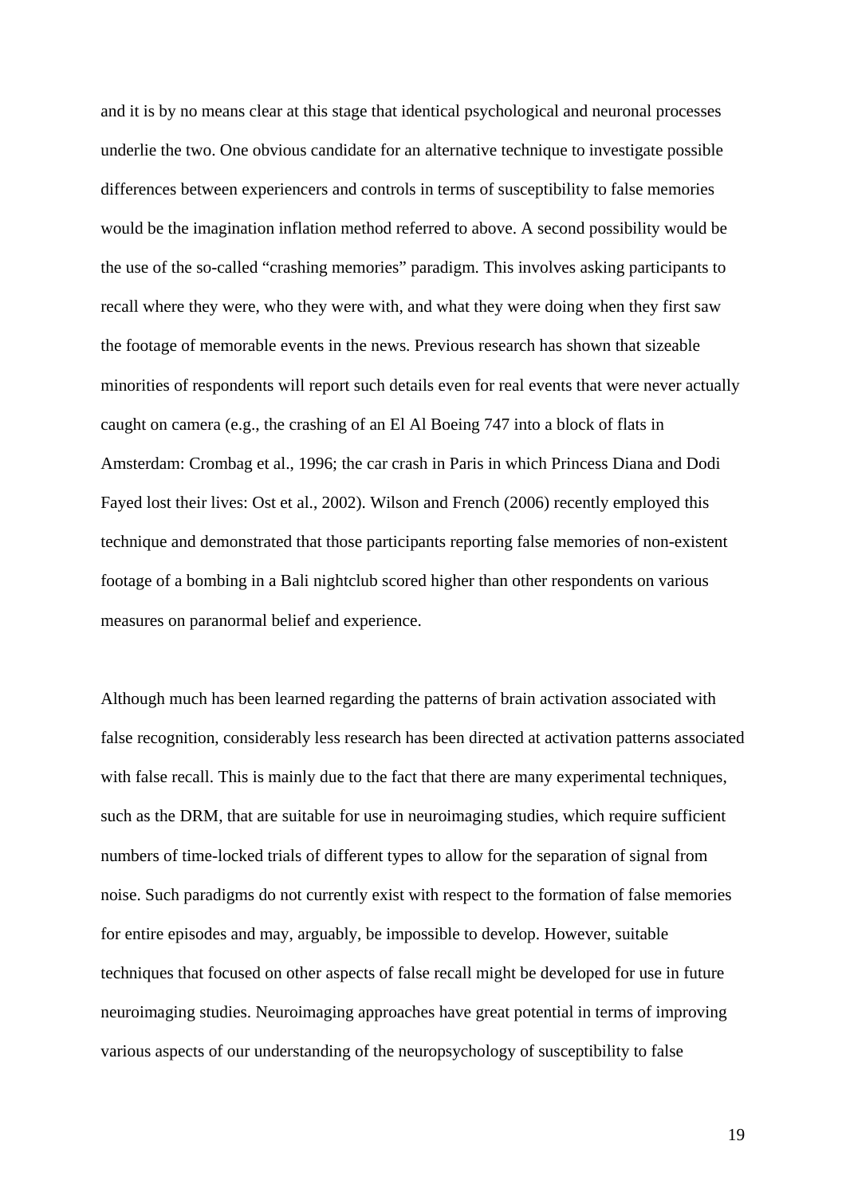and it is by no means clear at this stage that identical psychological and neuronal processes underlie the two. One obvious candidate for an alternative technique to investigate possible differences between experiencers and controls in terms of susceptibility to false memories would be the imagination inflation method referred to above. A second possibility would be the use of the so-called "crashing memories" paradigm. This involves asking participants to recall where they were, who they were with, and what they were doing when they first saw the footage of memorable events in the news. Previous research has shown that sizeable minorities of respondents will report such details even for real events that were never actually caught on camera (e.g., the crashing of an El Al Boeing 747 into a block of flats in Amsterdam: Crombag et al., 1996; the car crash in Paris in which Princess Diana and Dodi Fayed lost their lives: Ost et al., 2002). Wilson and French (2006) recently employed this technique and demonstrated that those participants reporting false memories of non-existent footage of a bombing in a Bali nightclub scored higher than other respondents on various measures on paranormal belief and experience.

Although much has been learned regarding the patterns of brain activation associated with false recognition, considerably less research has been directed at activation patterns associated with false recall. This is mainly due to the fact that there are many experimental techniques, such as the DRM, that are suitable for use in neuroimaging studies, which require sufficient numbers of time-locked trials of different types to allow for the separation of signal from noise. Such paradigms do not currently exist with respect to the formation of false memories for entire episodes and may, arguably, be impossible to develop. However, suitable techniques that focused on other aspects of false recall might be developed for use in future neuroimaging studies. Neuroimaging approaches have great potential in terms of improving various aspects of our understanding of the neuropsychology of susceptibility to false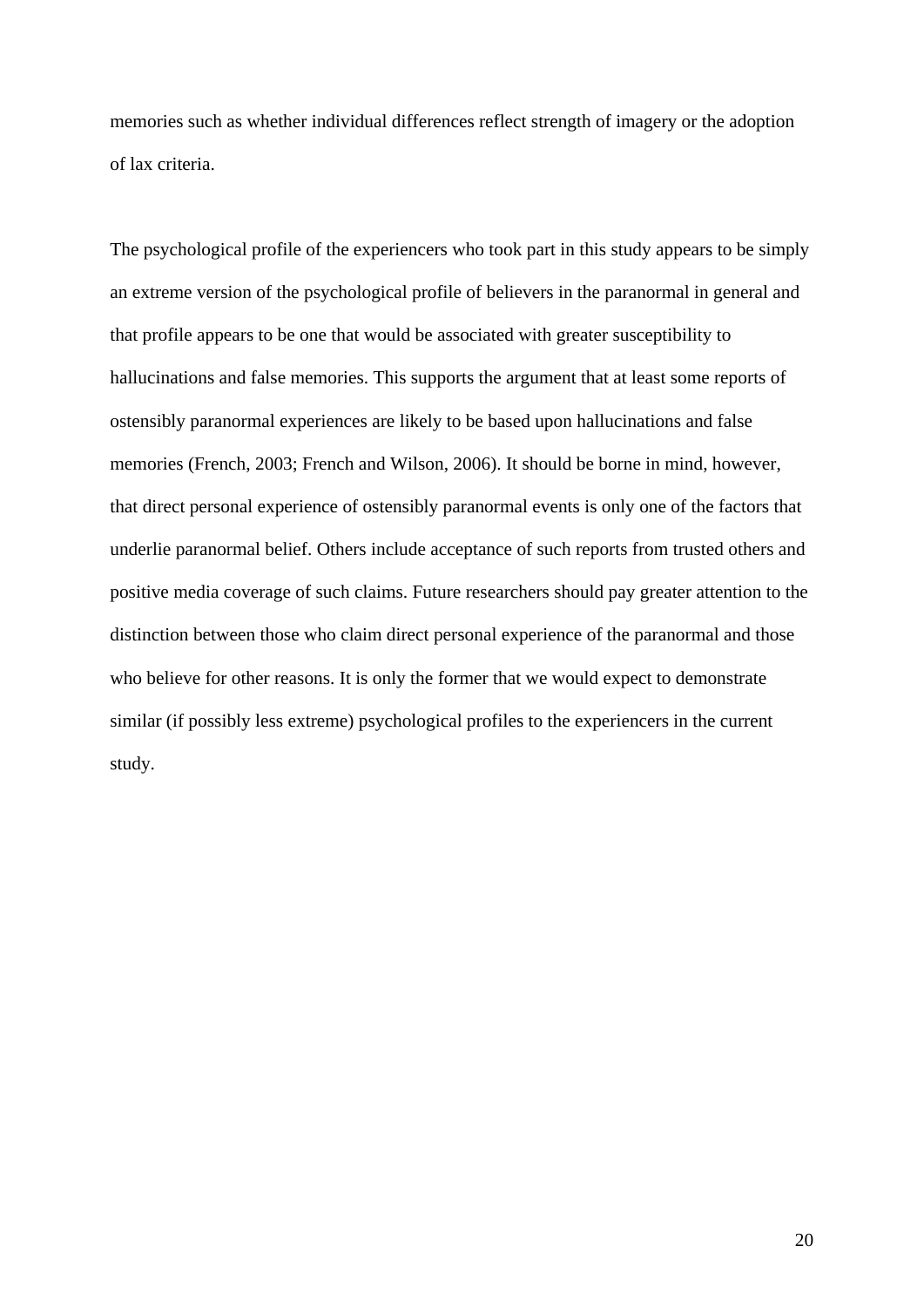memories such as whether individual differences reflect strength of imagery or the adoption of lax criteria.

The psychological profile of the experiencers who took part in this study appears to be simply an extreme version of the psychological profile of believers in the paranormal in general and that profile appears to be one that would be associated with greater susceptibility to hallucinations and false memories. This supports the argument that at least some reports of ostensibly paranormal experiences are likely to be based upon hallucinations and false memories (French, 2003; French and Wilson, 2006). It should be borne in mind, however, that direct personal experience of ostensibly paranormal events is only one of the factors that underlie paranormal belief. Others include acceptance of such reports from trusted others and positive media coverage of such claims. Future researchers should pay greater attention to the distinction between those who claim direct personal experience of the paranormal and those who believe for other reasons. It is only the former that we would expect to demonstrate similar (if possibly less extreme) psychological profiles to the experiencers in the current study.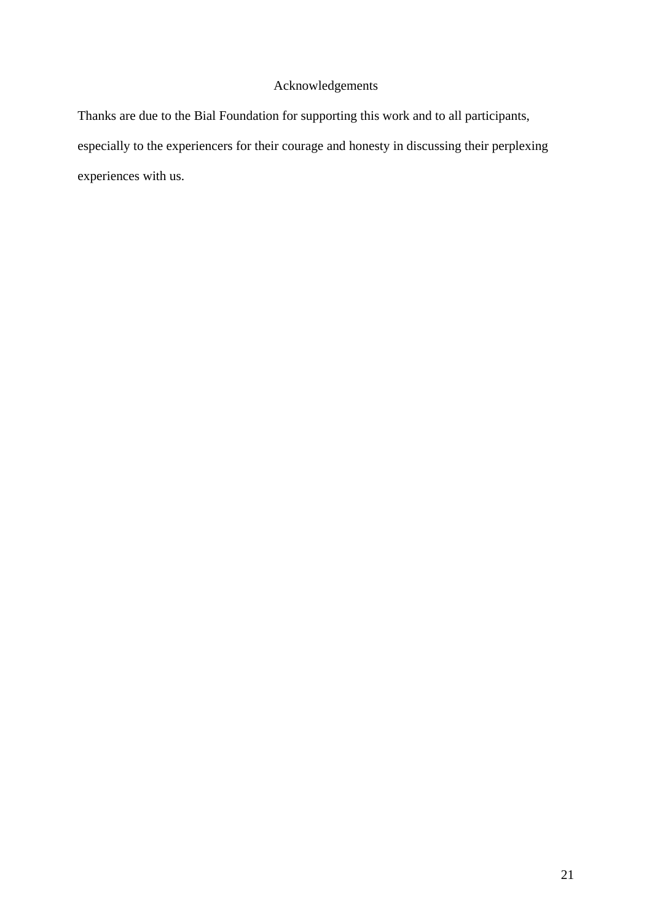## Acknowledgements

Thanks are due to the Bial Foundation for supporting this work and to all participants, especially to the experiencers for their courage and honesty in discussing their perplexing experiences with us.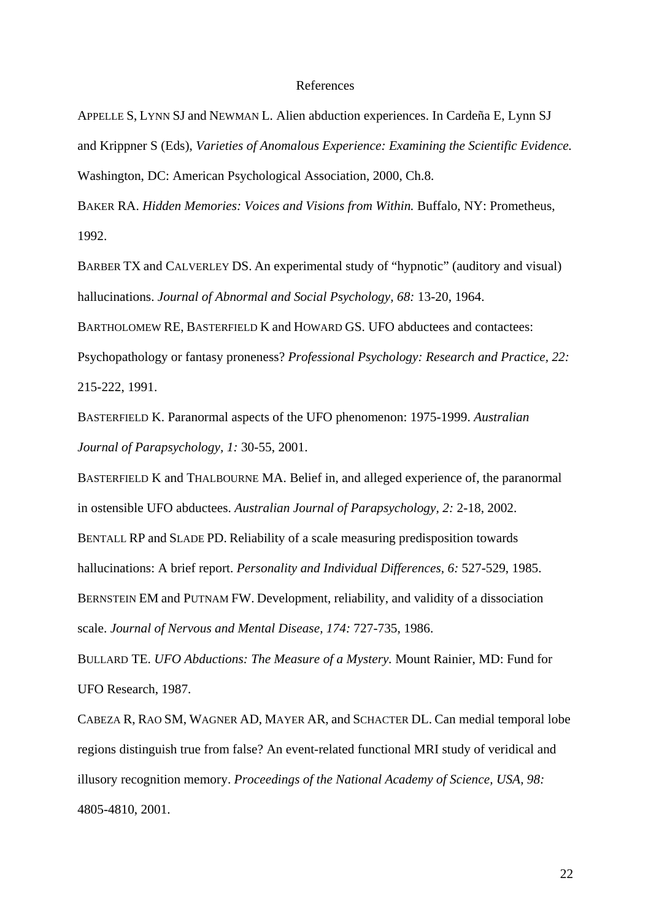# References

APPELLE S, LYNN SJ and NEWMAN L. Alien abduction experiences. In Cardeña E, Lynn SJ and Krippner S (Eds), *Varieties of Anomalous Experience: Examining the Scientific Evidence.* Washington, DC: American Psychological Association, 2000, Ch.8.

BAKER RA. *Hidden Memories: Voices and Visions from Within.* Buffalo, NY: Prometheus, 1992.

BARBER TX and CALVERLEY DS. An experimental study of "hypnotic" (auditory and visual) hallucinations. *Journal of Abnormal and Social Psychology, 68:* 13-20, 1964.

BARTHOLOMEW RE, BASTERFIELD K and HOWARD GS. UFO abductees and contactees: Psychopathology or fantasy proneness? *Professional Psychology: Research and Practice, 22:* 215-222, 1991.

BASTERFIELD K. Paranormal aspects of the UFO phenomenon: 1975-1999. *Australian Journal of Parapsychology, 1:* 30-55, 2001.

BASTERFIELD K and THALBOURNE MA. Belief in, and alleged experience of, the paranormal in ostensible UFO abductees. *Australian Journal of Parapsychology, 2:* 2-18, 2002.

BENTALL RP and SLADE PD. Reliability of a scale measuring predisposition towards hallucinations: A brief report. *Personality and Individual Differences, 6:* 527-529, 1985.

BERNSTEIN EM and PUTNAM FW. Development, reliability, and validity of a dissociation scale. *Journal of Nervous and Mental Disease, 174:* 727-735, 1986.

BULLARD TE. *UFO Abductions: The Measure of a Mystery.* Mount Rainier, MD: Fund for UFO Research, 1987.

CABEZA R, RAO SM, WAGNER AD, MAYER AR, and SCHACTER DL. Can medial temporal lobe regions distinguish true from false? An event-related functional MRI study of veridical and illusory recognition memory. *Proceedings of the National Academy of Science, USA, 98:* 4805-4810, 2001.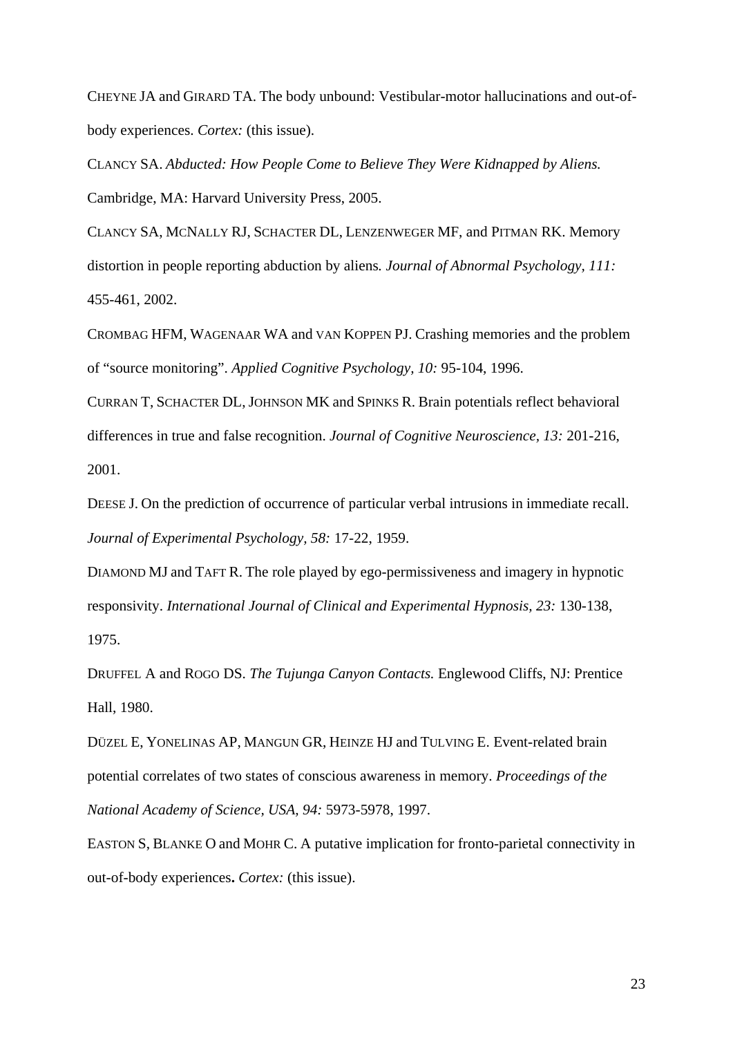CHEYNE JA and GIRARD TA. The body unbound: Vestibular-motor hallucinations and out-of-body experiences. *Cortex:* (this issue).

CLANCY SA. *Abducted: How People Come to Believe They Were Kidnapped by Aliens.* Cambridge, MA: Harvard University Press, 2005.

CLANCY SA, MCNALLY RJ, SCHACTER DL, LENZENWEGER MF, and PITMAN RK. Memory distortion in people reporting abduction by aliens*. Journal of Abnormal Psychology, 111:* 455-461, 2002.

CROMBAG HFM, WAGENAAR WA and VAN KOPPEN PJ. Crashing memories and the problem of "source monitoring". *Applied Cognitive Psychology, 10:* 95-104, 1996.

CURRAN T, SCHACTER DL, JOHNSON MK and SPINKS R. Brain potentials reflect behavioral differences in true and false recognition. *Journal of Cognitive Neuroscience, 13:* 201-216, 2001.

DEESE J. On the prediction of occurrence of particular verbal intrusions in immediate recall. *Journal of Experimental Psychology, 58:* 17-22, 1959.

DIAMOND MJ and TAFT R. The role played by ego-permissiveness and imagery in hypnotic responsivity. *International Journal of Clinical and Experimental Hypnosis, 23:* 130-138, 1975.

DRUFFEL A and ROGO DS. *The Tujunga Canyon Contacts.* Englewood Cliffs, NJ: Prentice Hall, 1980.

DÜZEL E, YONELINAS AP, MANGUN GR, HEINZE HJ and TULVING E. Event-related brain potential correlates of two states of conscious awareness in memory. *Proceedings of the National Academy of Science, USA, 94:* 5973-5978, 1997.

EASTON S, BLANKE O and MOHR C. A putative implication for fronto-parietal connectivity in out-of-body experiences**.** *Cortex:* (this issue).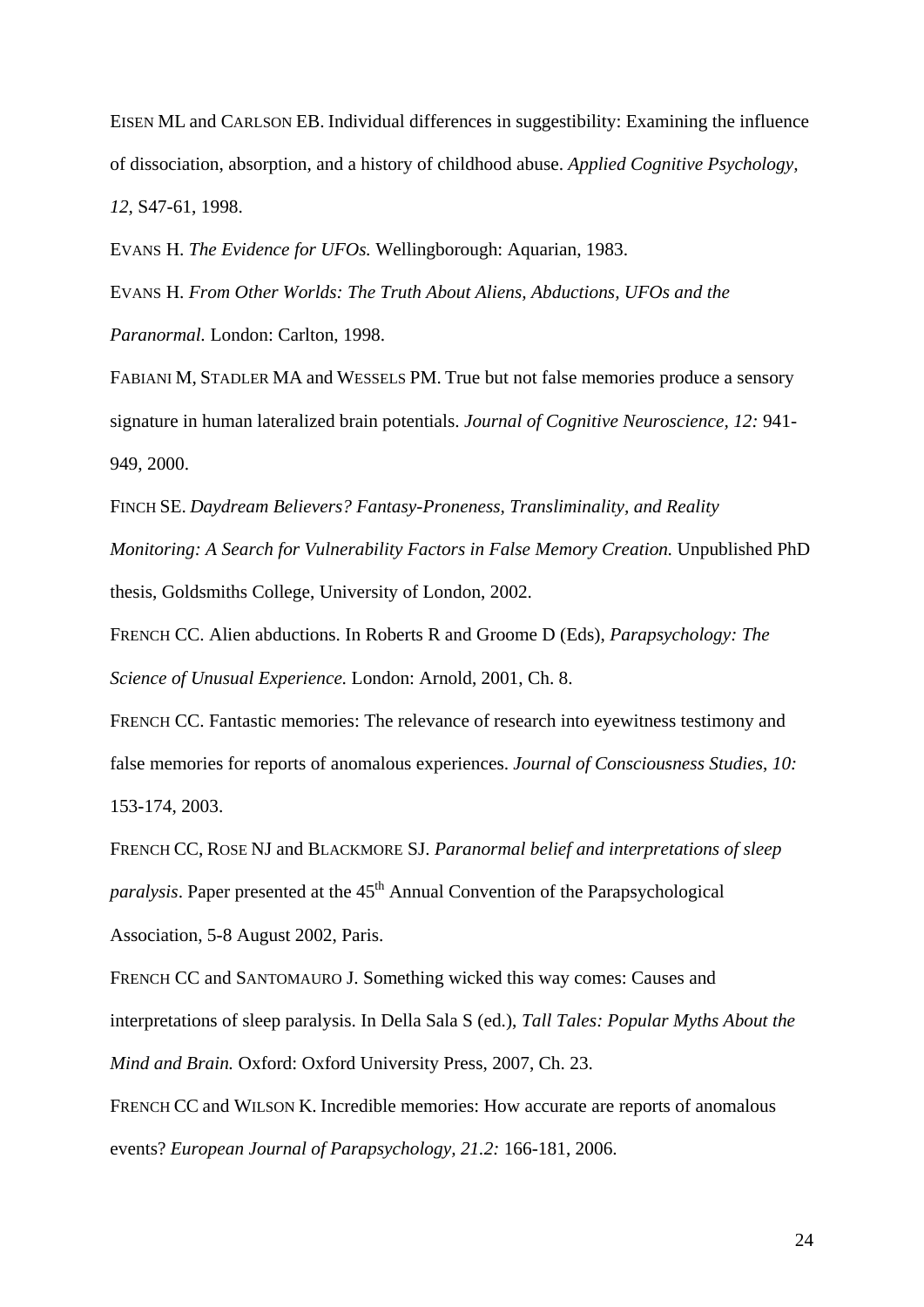EISEN ML and CARLSON EB. Individual differences in suggestibility: Examining the influence of dissociation, absorption, and a history of childhood abuse. *Applied Cognitive Psychology, 12,* S47-61, 1998.

EVANS H. *The Evidence for UFOs.* Wellingborough: Aquarian, 1983.

EVANS H. *From Other Worlds: The Truth About Aliens, Abductions, UFOs and the Paranormal.* London: Carlton, 1998.

FABIANI M, STADLER MA and WESSELS PM. True but not false memories produce a sensory signature in human lateralized brain potentials. *Journal of Cognitive Neuroscience, 12:* 941-949, 2000.

FINCH SE. *Daydream Believers? Fantasy-Proneness, Transliminality, and Reality Monitoring: A Search for Vulnerability Factors in False Memory Creation.* Unpublished PhD thesis, Goldsmiths College, University of London, 2002.

FRENCH CC. Alien abductions. In Roberts R and Groome D (Eds), *Parapsychology: The Science of Unusual Experience.* London: Arnold, 2001, Ch. 8.

FRENCH CC. Fantastic memories: The relevance of research into eyewitness testimony and false memories for reports of anomalous experiences. *Journal of Consciousness Studies, 10:* 153-174, 2003.

FRENCH CC, ROSE NJ and BLACKMORE SJ. *Paranormal belief and interpretations of sleep paralysis*. Paper presented at the 45th Annual Convention of the Parapsychological Association, 5-8 August 2002, Paris.

FRENCH CC and SANTOMAURO J. Something wicked this way comes: Causes and interpretations of sleep paralysis. In Della Sala S (ed.), *Tall Tales: Popular Myths About the Mind and Brain.* Oxford: Oxford University Press, 2007, Ch. 23.

FRENCH CC and WILSON K. Incredible memories: How accurate are reports of anomalous events? *European Journal of Parapsychology, 21.2:* 166-181, 2006.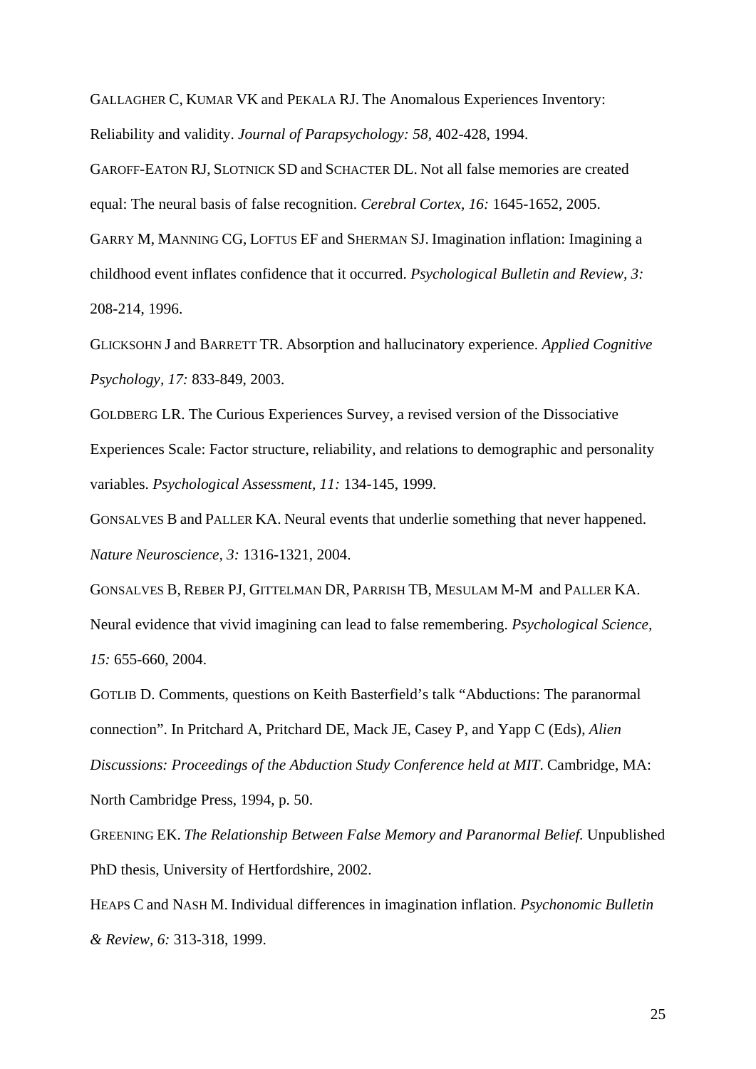GALLAGHER C, KUMAR VK and PEKALA RJ. The Anomalous Experiences Inventory: Reliability and validity. *Journal of Parapsychology: 58,* 402-428, 1994.

GAROFF-EATON RJ, SLOTNICK SD and SCHACTER DL. Not all false memories are created equal: The neural basis of false recognition. *Cerebral Cortex, 16:* 1645-1652, 2005.

GARRY M, MANNING CG, LOFTUS EF and SHERMAN SJ. Imagination inflation: Imagining a childhood event inflates confidence that it occurred. *Psychological Bulletin and Review, 3:* 208-214, 1996.

GLICKSOHN J and BARRETT TR. Absorption and hallucinatory experience. *Applied Cognitive Psychology, 17:* 833-849, 2003.

GOLDBERG LR. The Curious Experiences Survey, a revised version of the Dissociative Experiences Scale: Factor structure, reliability, and relations to demographic and personality variables. *Psychological Assessment, 11:* 134-145, 1999.

GONSALVES B and PALLER KA. Neural events that underlie something that never happened. *Nature Neuroscience, 3:* 1316-1321, 2004.

GONSALVES B, REBER PJ, GITTELMAN DR, PARRISH TB, MESULAM M-M and PALLER KA. Neural evidence that vivid imagining can lead to false remembering. *Psychological Science, 15:* 655-660, 2004.

GOTLIB D. Comments, questions on Keith Basterfield's talk "Abductions: The paranormal connection". In Pritchard A, Pritchard DE, Mack JE, Casey P, and Yapp C (Eds), *Alien Discussions: Proceedings of the Abduction Study Conference held at MIT*. Cambridge, MA: North Cambridge Press, 1994, p. 50.

GREENING EK. *The Relationship Between False Memory and Paranormal Belief.* Unpublished PhD thesis, University of Hertfordshire, 2002.

HEAPS C and NASH M. Individual differences in imagination inflation. *Psychonomic Bulletin & Review, 6:* 313-318, 1999.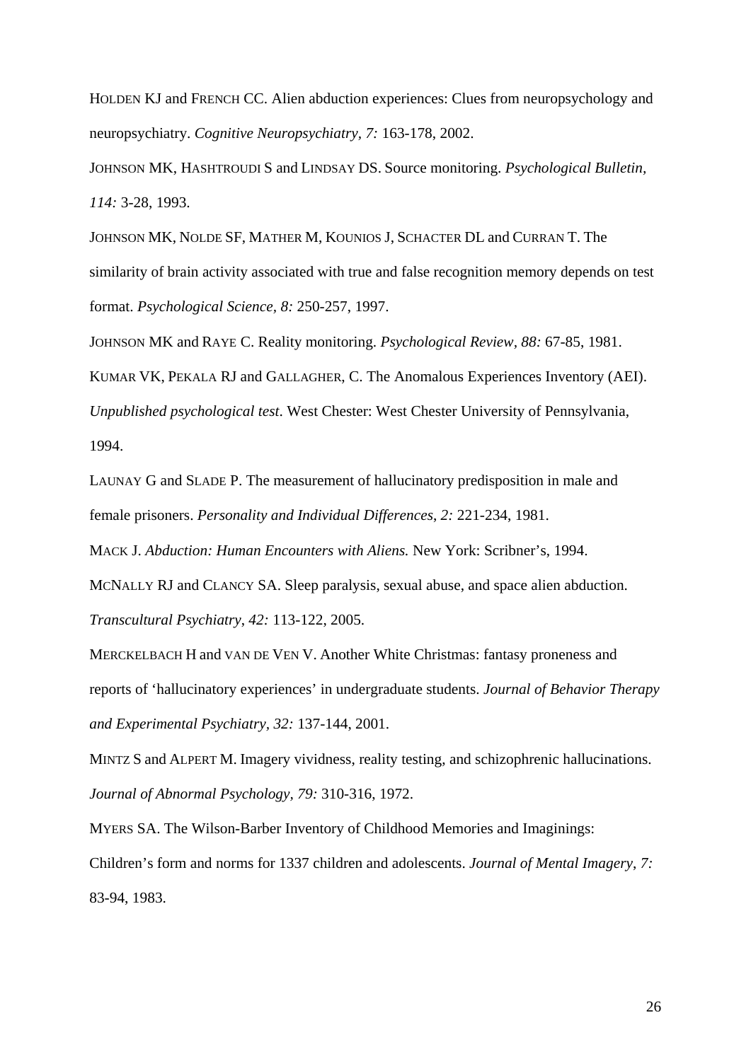HOLDEN KJ and FRENCH CC. Alien abduction experiences: Clues from neuropsychology and neuropsychiatry. *Cognitive Neuropsychiatry, 7:* 163-178, 2002.

JOHNSON MK, HASHTROUDI S and LINDSAY DS. Source monitoring. *Psychological Bulletin, 114:* 3-28, 1993.

JOHNSON MK, NOLDE SF, MATHER M, KOUNIOS J, SCHACTER DL and CURRAN T. The similarity of brain activity associated with true and false recognition memory depends on test format. *Psychological Science, 8:* 250-257, 1997.

JOHNSON MK and RAYE C. Reality monitoring. *Psychological Review, 88:* 67-85, 1981.

KUMAR VK, PEKALA RJ and GALLAGHER, C. The Anomalous Experiences Inventory (AEI). *Unpublished psychological test*. West Chester: West Chester University of Pennsylvania, 1994.

LAUNAY G and SLADE P. The measurement of hallucinatory predisposition in male and female prisoners. *Personality and Individual Differences, 2:* 221-234, 1981.

MACK J. *Abduction: Human Encounters with Aliens.* New York: Scribner's, 1994.

MCNALLY RJ and CLANCY SA. Sleep paralysis, sexual abuse, and space alien abduction. *Transcultural Psychiatry, 42:* 113-122, 2005.

MERCKELBACH H and VAN DE VEN V. Another White Christmas: fantasy proneness and reports of 'hallucinatory experiences' in undergraduate students. *Journal of Behavior Therapy and Experimental Psychiatry, 32:* 137-144, 2001.

MINTZ S and ALPERT M. Imagery vividness, reality testing, and schizophrenic hallucinations. *Journal of Abnormal Psychology, 79:* 310-316, 1972.

MYERS SA. The Wilson-Barber Inventory of Childhood Memories and Imaginings: Children's form and norms for 1337 children and adolescents. *Journal of Mental Imagery, 7:* 83-94, 1983.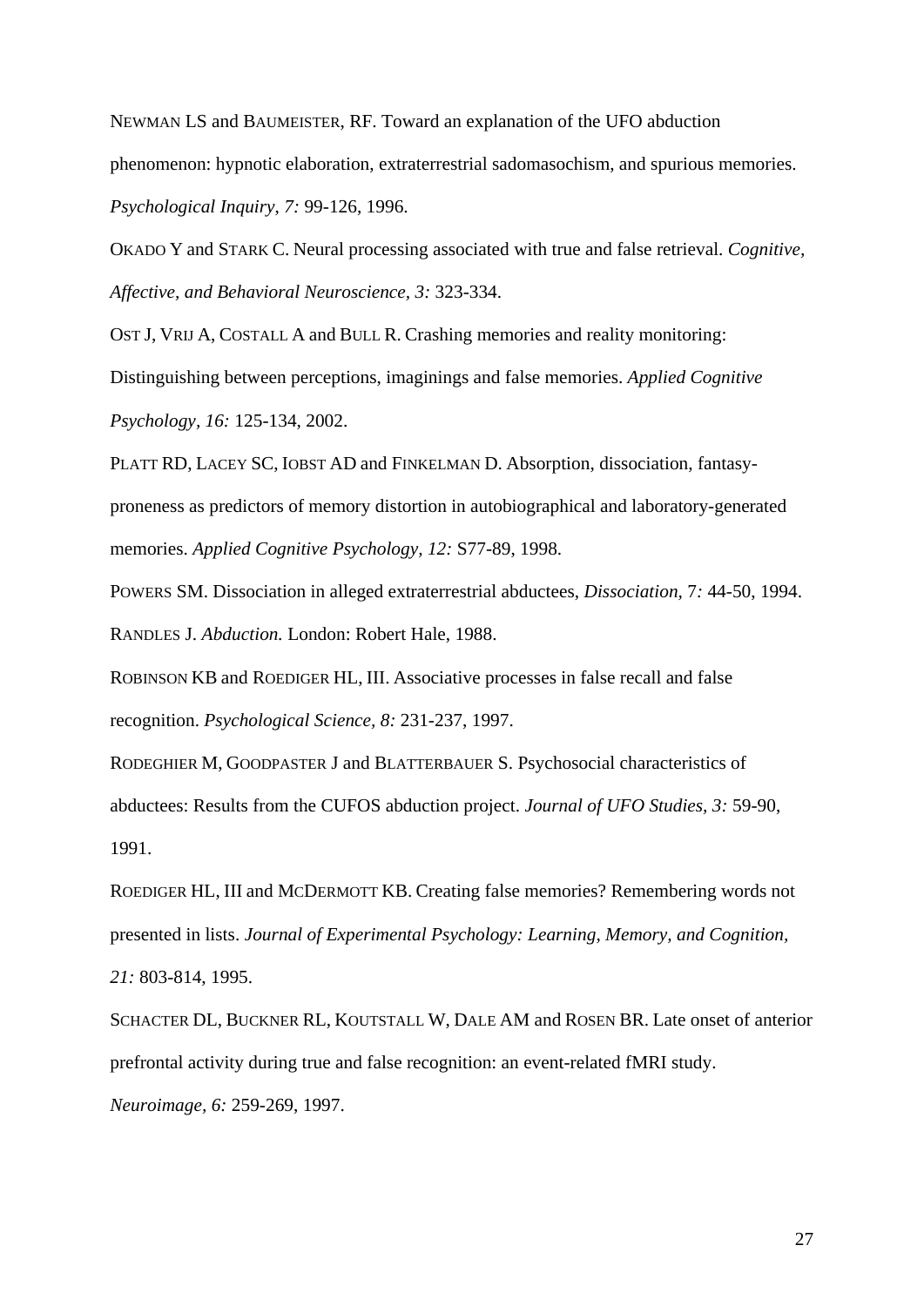NEWMAN LS and BAUMEISTER, RF. Toward an explanation of the UFO abduction phenomenon: hypnotic elaboration, extraterrestrial sadomasochism, and spurious memories. *Psychological Inquiry, 7:* 99-126, 1996.

OKADO Y and STARK C. Neural processing associated with true and false retrieval. *Cognitive, Affective, and Behavioral Neuroscience, 3:* 323-334.

OST J, VRIJ A, COSTALL A and BULL R. Crashing memories and reality monitoring: Distinguishing between perceptions, imaginings and false memories. *Applied Cognitive Psychology, 16:* 125-134, 2002.

PLATT RD, LACEY SC, IOBST AD and FINKELMAN D. Absorption, dissociation, fantasy-proneness as predictors of memory distortion in autobiographical and laboratory-generated memories. *Applied Cognitive Psychology, 12:* S77-89, 1998.

POWERS SM. Dissociation in alleged extraterrestrial abductees, *Dissociation,* 7*:* 44-50, 1994.

RANDLES J. *Abduction.* London: Robert Hale, 1988.

ROBINSON KB and ROEDIGER HL, III. Associative processes in false recall and false recognition. *Psychological Science, 8:* 231-237, 1997.

RODEGHIER M, GOODPASTER J and BLATTERBAUER S. Psychosocial characteristics of abductees: Results from the CUFOS abduction project. *Journal of UFO Studies, 3:* 59-90, 1991.

ROEDIGER HL, III and MCDERMOTT KB. Creating false memories? Remembering words not presented in lists. *Journal of Experimental Psychology: Learning, Memory, and Cognition, 21:* 803-814, 1995.

SCHACTER DL, BUCKNER RL, KOUTSTALL W, DALE AM and ROSEN BR. Late onset of anterior prefrontal activity during true and false recognition: an event-related fMRI study. *Neuroimage, 6:* 259-269, 1997.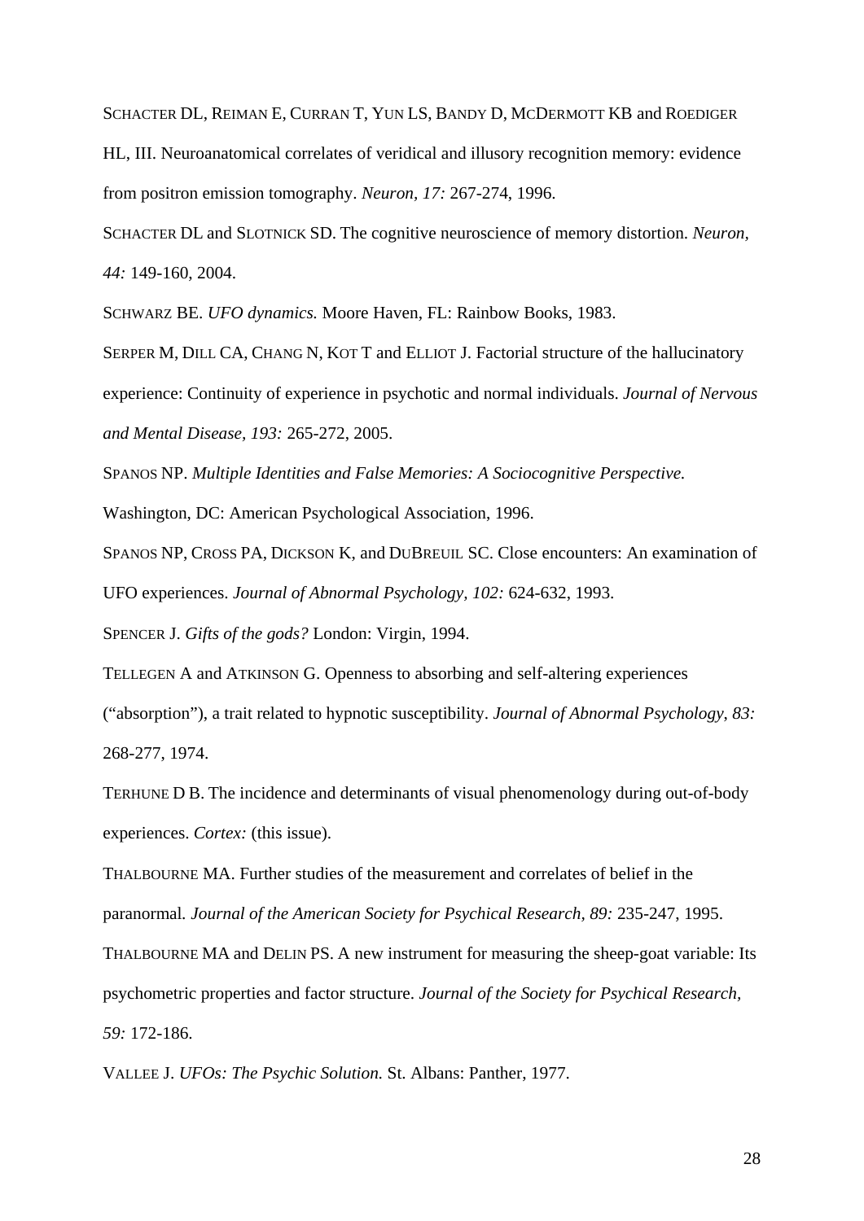SCHACTER DL, REIMAN E, CURRAN T, YUN LS, BANDY D, MCDERMOTT KB and ROEDIGER HL, III. Neuroanatomical correlates of veridical and illusory recognition memory: evidence from positron emission tomography. *Neuron, 17:* 267-274, 1996.

SCHACTER DL and SLOTNICK SD. The cognitive neuroscience of memory distortion. *Neuron, 44:* 149-160, 2004.

SCHWARZ BE. *UFO dynamics.* Moore Haven, FL: Rainbow Books, 1983.

SERPER M, DILL CA, CHANG N, KOT T and ELLIOT J. Factorial structure of the hallucinatory experience: Continuity of experience in psychotic and normal individuals. *Journal of Nervous and Mental Disease, 193:* 265-272, 2005.

SPANOS NP. *Multiple Identities and False Memories: A Sociocognitive Perspective.* Washington, DC: American Psychological Association, 1996.

SPANOS NP, CROSS PA, DICKSON K, and DUBREUIL SC. Close encounters: An examination of UFO experiences. *Journal of Abnormal Psychology, 102:* 624-632, 1993.

SPENCER J. *Gifts of the gods?* London: Virgin, 1994.

TELLEGEN A and ATKINSON G. Openness to absorbing and self-altering experiences (“absorption”), a trait related to hypnotic susceptibility. *Journal of Abnormal Psychology, 83:* 268-277, 1974.

TERHUNE D B. The incidence and determinants of visual phenomenology during out-of-body experiences. *Cortex:* (this issue).

THALBOURNE MA. Further studies of the measurement and correlates of belief in the paranormal. *Journal of the American Society for Psychical Research, 89:* 235-247, 1995.

THALBOURNE MA and DELIN PS. A new instrument for measuring the sheep-goat variable: Its psychometric properties and factor structure. *Journal of the Society for Psychical Research, 59:* 172-186.

VALLEE J. *UFOs: The Psychic Solution.* St. Albans: Panther, 1977.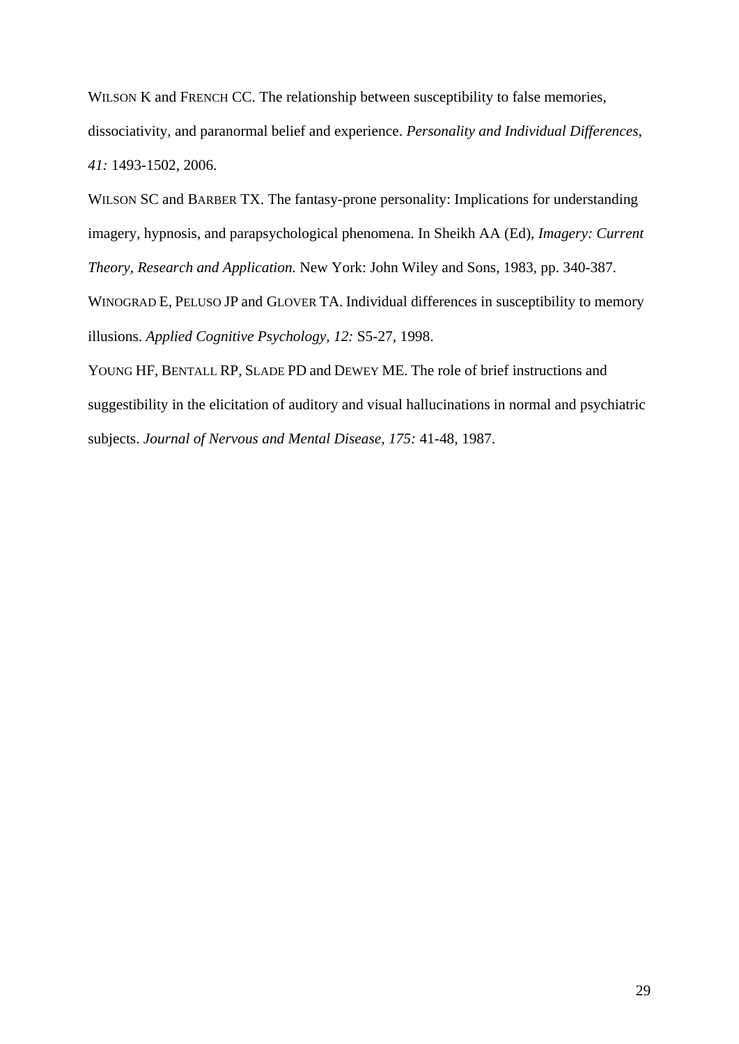WILSON K and FRENCH CC. The relationship between susceptibility to false memories, dissociativity, and paranormal belief and experience. *Personality and Individual Differences, 41:* 1493-1502, 2006.

WILSON SC and BARBER TX. The fantasy-prone personality: Implications for understanding imagery, hypnosis, and parapsychological phenomena. In Sheikh AA (Ed), *Imagery: Current Theory, Research and Application.* New York: John Wiley and Sons, 1983, pp. 340-387.

WINOGRAD E, PELUSO JP and GLOVER TA. Individual differences in susceptibility to memory illusions. *Applied Cognitive Psychology, 12:* S5-27, 1998.

YOUNG HF, BENTALL RP, SLADE PD and DEWEY ME. The role of brief instructions and suggestibility in the elicitation of auditory and visual hallucinations in normal and psychiatric subjects. *Journal of Nervous and Mental Disease, 175:* 41-48, 1987.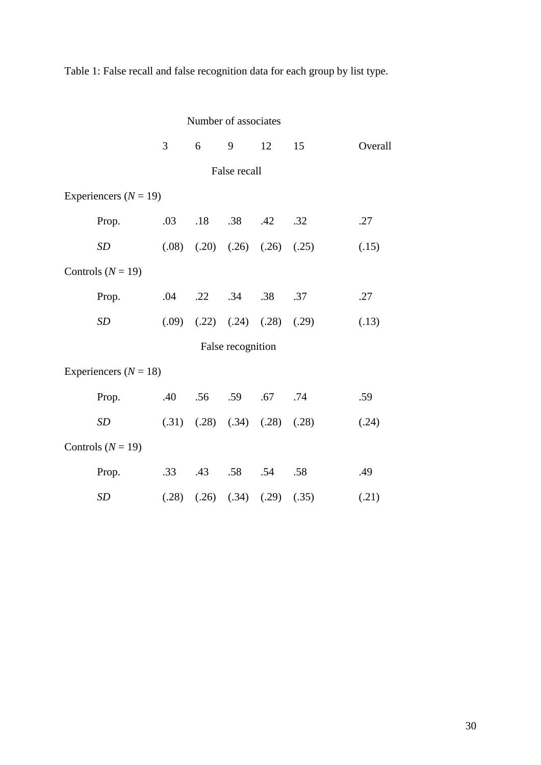Table 1: False recall and false recognition data for each group by list type.

| | Number of associates | | | | | |
|---|---|---|---|---|---|---|
| | 3 | 6 | 9 | 12 | 15 | Overall |
| | | | False recall | | | |
| Experiencers (*N* = 19) | | | | | | |
| Prop. | .03 | .18 | .38 | .42 | .32 | .27 |
| *SD* | (.08) | (.20) | (.26) | (.26) | (.25) | (.15) |
| Controls (*N* = 19) | | | | | | |
| Prop. | .04 | .22 | .34 | .38 | .37 | .27 |
| *SD* | (.09) | (.22) | (.24) | (.28) | (.29) | (.13) |
| | | | False recognition | | | |
| Experiencers (*N* = 18) | | | | | | |
| Prop. | .40 | .56 | .59 | .67 | .74 | .59 |
| *SD* | (.31) | (.28) | (.34) | (.28) | (.28) | (.24) |
| Controls (*N* = 19) | | | | | | |
| Prop. | .33 | .43 | .58 | .54 | .58 | .49 |
| *SD* | (.28) | (.26) | (.34) | (.29) | (.35) | (.21) |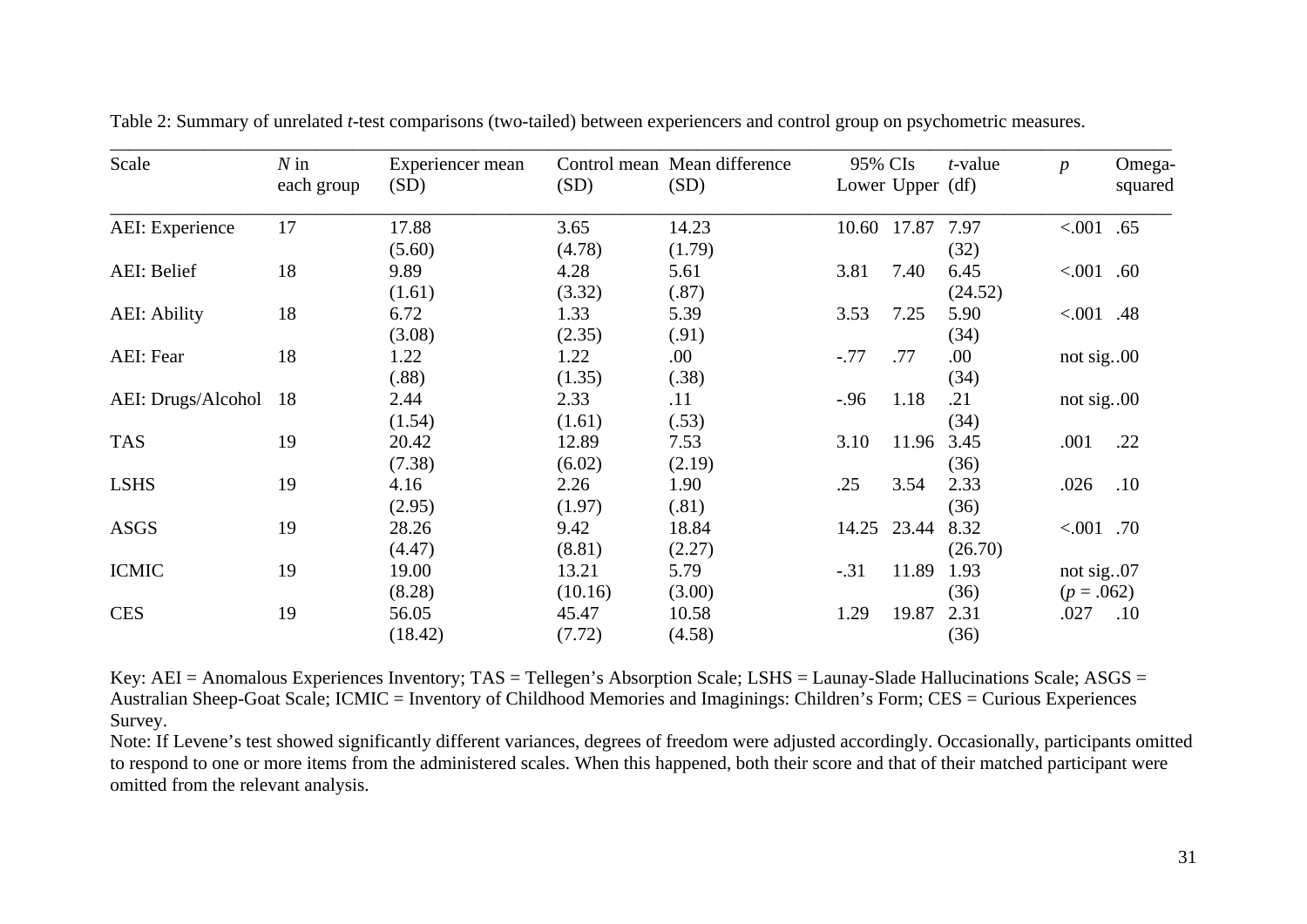Table 2: Summary of unrelated *t*-test comparisons (two-tailed) between experiencers and control group on psychometric measures.

| Scale | *N* in each group | Experiencer mean (SD) | Control mean (SD) | Mean difference (SD) | 95% CIs Lower | 95% CIs Upper | *t*-value (df) | *p* | Omega-squared |
|---|---|---|---|---|---|---|---|---|---|
| AEI: Experience | 17 | 17.88 (5.60) | 3.65 (4.78) | 14.23 (1.79) | 10.60 | 17.87 | 7.97 (32) | <.001 | .65 |
| AEI: Belief | 18 | 9.89 (1.61) | 4.28 (3.32) | 5.61 (.87) | 3.81 | 7.40 | 6.45 (24.52) | <.001 | .60 |
| AEI: Ability | 18 | 6.72 (3.08) | 1.33 (2.35) | 5.39 (.91) | 3.53 | 7.25 | 5.90 (34) | <.001 | .48 |
| AEI: Fear | 18 | 1.22 (.88) | 1.22 (1.35) | .00 (.38) | -.77 | .77 | .00 (34) | not sig. | .00 |
| AEI: Drugs/Alcohol | 18 | 2.44 (1.54) | 2.33 (1.61) | .11 (.53) | -.96 | 1.18 | .21 (34) | not sig. | .00 |
| TAS | 19 | 20.42 (7.38) | 12.89 (6.02) | 7.53 (2.19) | 3.10 | 11.96 | 3.45 (36) | .001 | .22 |
| LSHS | 19 | 4.16 (2.95) | 2.26 (1.97) | 1.90 (.81) | .25 | 3.54 | 2.33 (36) | .026 | .10 |
| ASGS | 19 | 28.26 (4.47) | 9.42 (8.81) | 18.84 (2.27) | 14.25 | 23.44 | 8.32 (26.70) | <.001 | .70 |
| ICMIC | 19 | 19.00 (8.28) | 13.21 (10.16) | 5.79 (3.00) | -.31 | 11.89 | 1.93 (36) | not sig. (*p* = .062) | .07 |
| CES | 19 | 56.05 (18.42) | 45.47 (7.72) | 10.58 (4.58) | 1.29 | 19.87 | 2.31 (36) | .027 | .10 |

Key: AEI = Anomalous Experiences Inventory; TAS = Tellegen's Absorption Scale; LSHS = Launay-Slade Hallucinations Scale; ASGS = Australian Sheep-Goat Scale; ICMIC = Inventory of Childhood Memories and Imaginings: Children's Form; CES = Curious Experiences Survey.

Note: If Levene's test showed significantly different variances, degrees of freedom were adjusted accordingly. Occasionally, participants omitted to respond to one or more items from the administered scales. When this happened, both their score and that of their matched participant were omitted from the relevant analysis.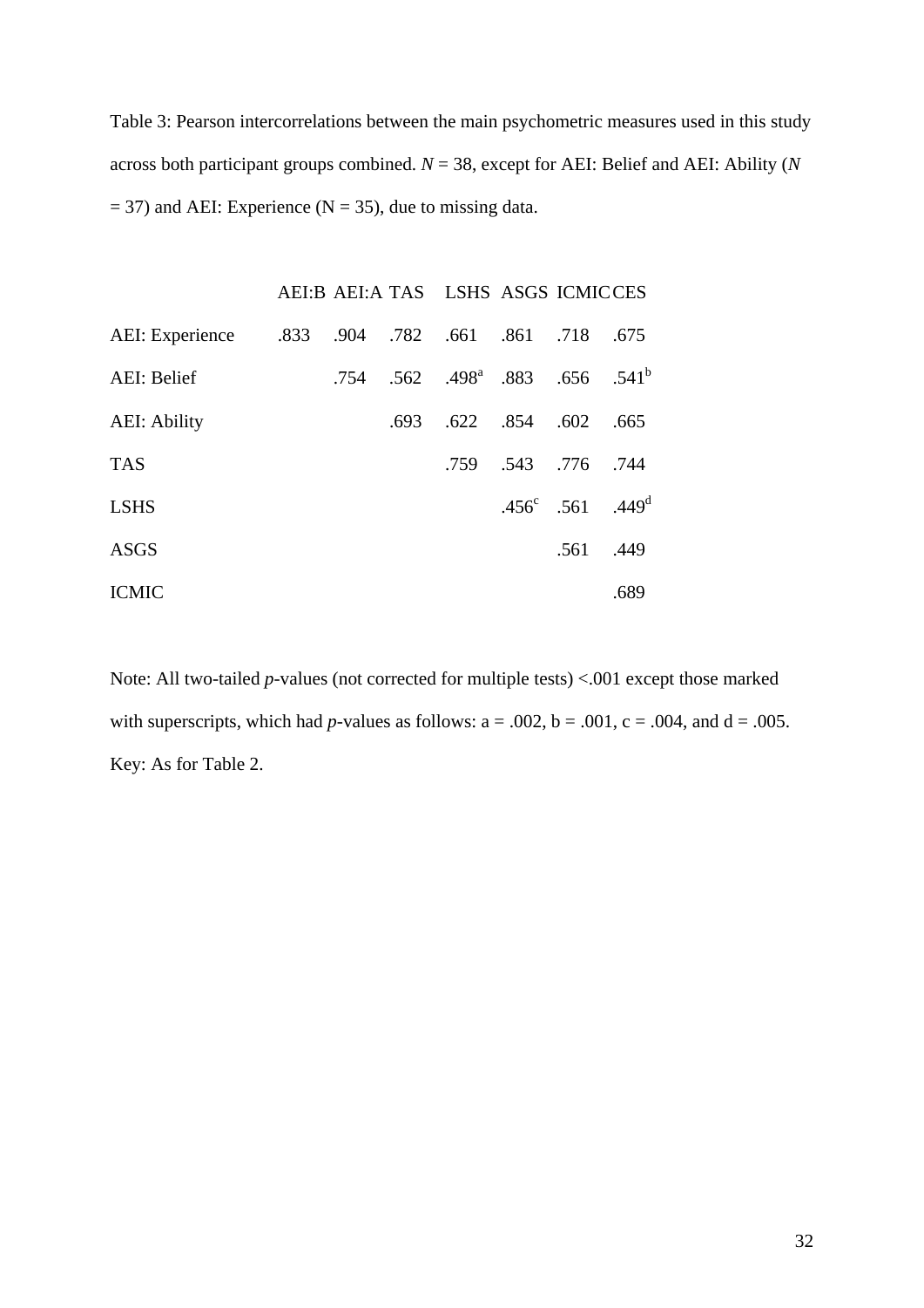Table 3: Pearson intercorrelations between the main psychometric measures used in this study across both participant groups combined. *N* = 38, except for AEI: Belief and AEI: Ability (*N* = 37) and AEI: Experience (N = 35), due to missing data.

| | AEI:B | AEI:A | TAS | LSHS | ASGS | ICMIC | CES |
|---|---|---|---|---|---|---|---|
| AEI: Experience | .833 | .904 | .782 | .661 | .861 | .718 | .675 |
| AEI: Belief | | .754 | .562 | .498[a] | .883 | .656 | .541[b] |
| AEI: Ability | | | .693 | .622 | .854 | .602 | .665 |
| TAS | | | | .759 | .543 | .776 | .744 |
| LSHS | | | | | .456[c] | .561 | .449[d] |
| ASGS | | | | | | .561 | .449 |
| ICMIC | | | | | | | .689 |

Note: All two-tailed *p*-values (not corrected for multiple tests) <.001 except those marked with superscripts, which had *p*-values as follows: a = .002, b = .001, c = .004, and d = .005. Key: As for Table 2.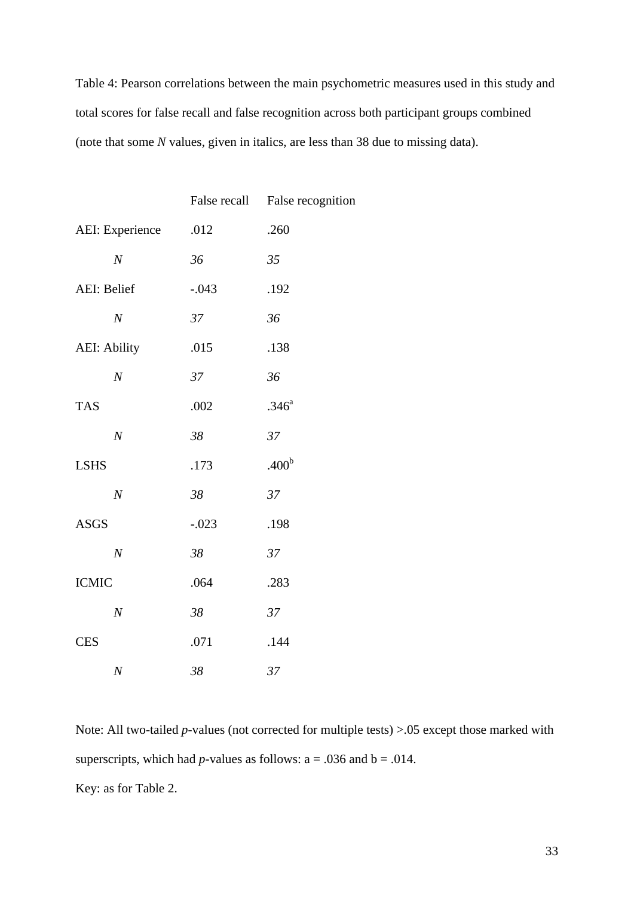Table 4: Pearson correlations between the main psychometric measures used in this study and total scores for false recall and false recognition across both participant groups combined (note that some *N* values, given in italics, are less than 38 due to missing data).

| | False recall | False recognition |
|---|---|---|
| AEI: Experience | .012 | .260 |
| *N* | *36* | *35* |
| AEI: Belief | -.043 | .192 |
| *N* | *37* | *36* |
| AEI: Ability | .015 | .138 |
| *N* | *37* | *36* |
| TAS | .002 | .346[a] |
| *N* | *38* | *37* |
| LSHS | .173 | .400[b] |
| *N* | *38* | *37* |
| ASGS | -.023 | .198 |
| *N* | *38* | *37* |
| ICMIC | .064 | .283 |
| *N* | *38* | *37* |
| CES | .071 | .144 |
| *N* | *38* | *37* |

Note: All two-tailed *p*-values (not corrected for multiple tests) >.05 except those marked with superscripts, which had *p*-values as follows: a = .036 and b = .014.

Key: as for Table 2.